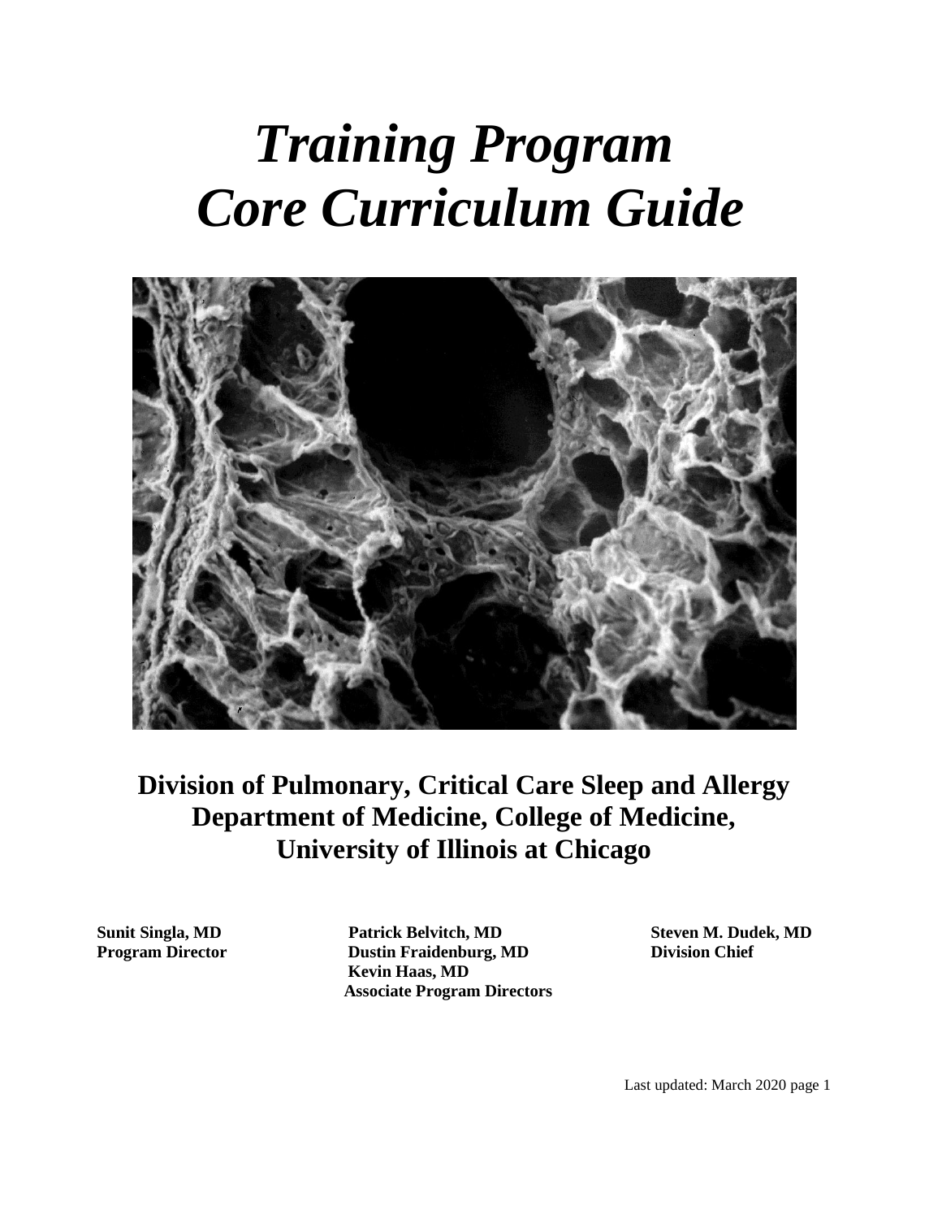# *Training Program Core Curriculum Guide*

**Division of Pulmonary, Critical Care Sleep and Allergy**
**Department of Medicine, College of Medicine,**
**University of Illinois at Chicago**

**Sunit Singla, MD**
**Program Director**

**Patrick Belvitch, MD**
**Dustin Fraidenburg, MD**
**Kevin Haas, MD**
**Associate Program Directors**

**Steven M. Dudek, MD**
**Division Chief**

Last updated: March 2020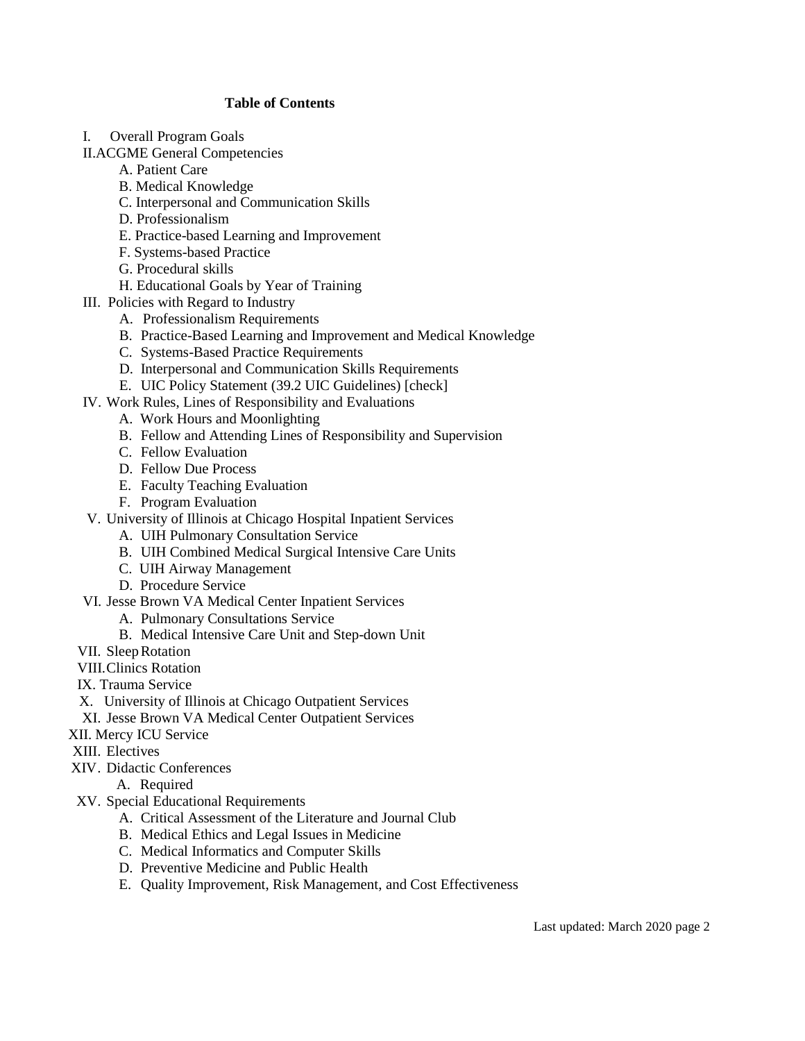**Table of Contents**

- I. Overall Program Goals
- II. ACGME General Competencies
  - A. Patient Care
  - B. Medical Knowledge
  - C. Interpersonal and Communication Skills
  - D. Professionalism
  - E. Practice-based Learning and Improvement
  - F. Systems-based Practice
  - G. Procedural skills
  - H. Educational Goals by Year of Training
- III. Policies with Regard to Industry
  - A. Professionalism Requirements
  - B. Practice-Based Learning and Improvement and Medical Knowledge
  - C. Systems-Based Practice Requirements
  - D. Interpersonal and Communication Skills Requirements
  - E. UIC Policy Statement (39.2 UIC Guidelines) [check]
- IV. Work Rules, Lines of Responsibility and Evaluations
  - A. Work Hours and Moonlighting
  - B. Fellow and Attending Lines of Responsibility and Supervision
  - C. Fellow Evaluation
  - D. Fellow Due Process
  - E. Faculty Teaching Evaluation
  - F. Program Evaluation
- V. University of Illinois at Chicago Hospital Inpatient Services
  - A. UIH Pulmonary Consultation Service
  - B. UIH Combined Medical Surgical Intensive Care Units
  - C. UIH Airway Management
  - D. Procedure Service
- VI. Jesse Brown VA Medical Center Inpatient Services
  - A. Pulmonary Consultations Service
  - B. Medical Intensive Care Unit and Step-down Unit
- VII. Sleep Rotation
- VIII. Clinics Rotation
- IX. Trauma Service
- X. University of Illinois at Chicago Outpatient Services
- XI. Jesse Brown VA Medical Center Outpatient Services
- XII. Mercy ICU Service
- XIII. Electives
- XIV. Didactic Conferences
  - A. Required
- XV. Special Educational Requirements
  - A. Critical Assessment of the Literature and Journal Club
  - B. Medical Ethics and Legal Issues in Medicine
  - C. Medical Informatics and Computer Skills
  - D. Preventive Medicine and Public Health
  - E. Quality Improvement, Risk Management, and Cost Effectiveness

Last updated: March 2020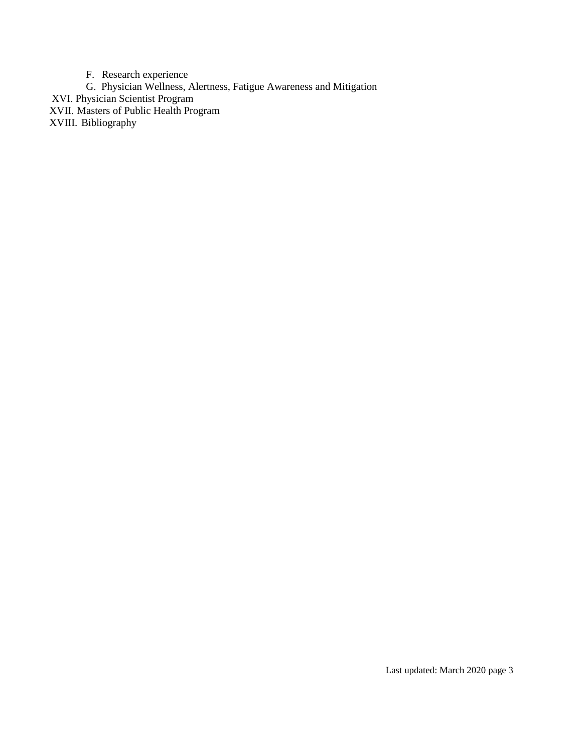F. Research experience
   G. Physician Wellness, Alertness, Fatigue Awareness and Mitigation

XVI. Physician Scientist Program
XVII. Masters of Public Health Program
XVIII. Bibliography

Last updated: March 2020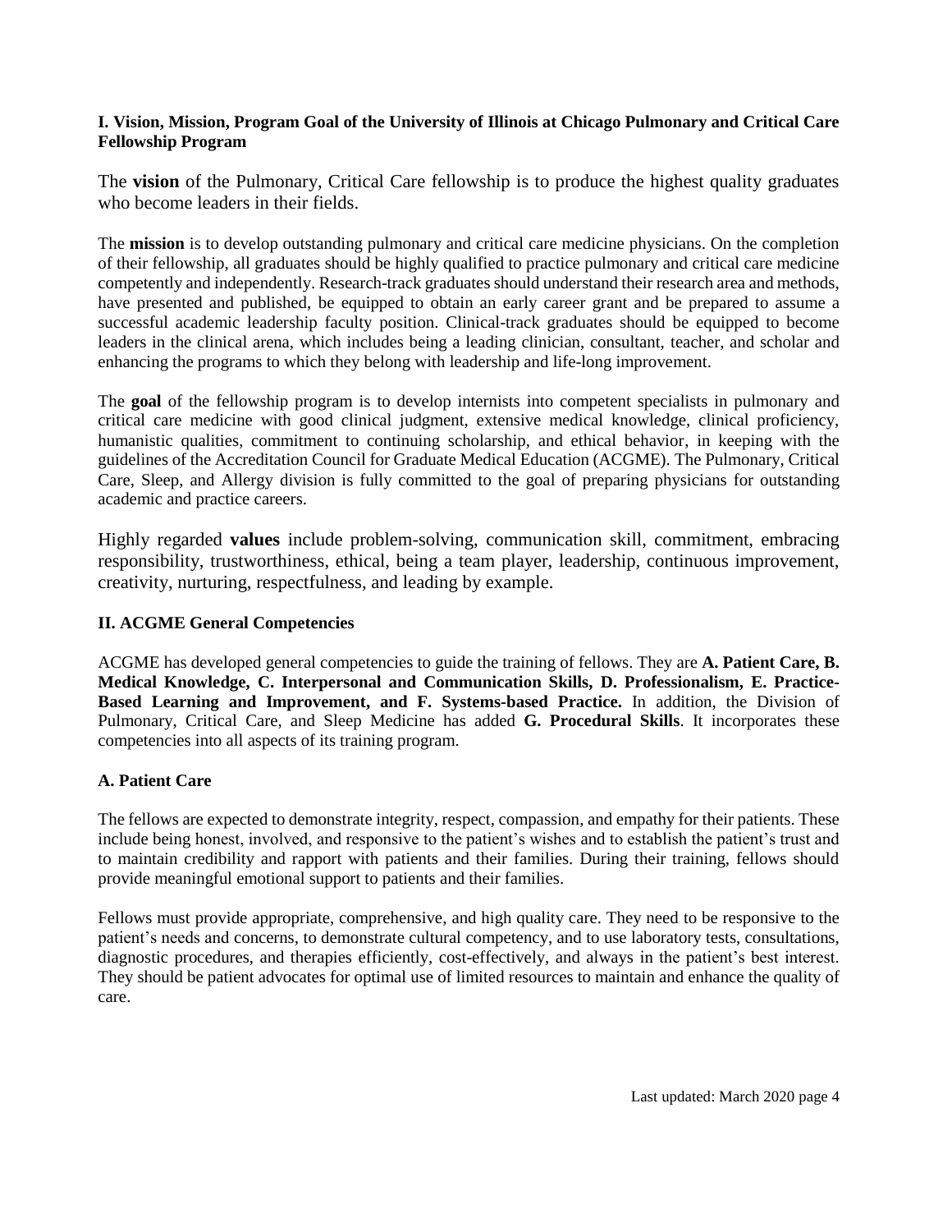### I. Vision, Mission, Program Goal of the University of Illinois at Chicago Pulmonary and Critical Care Fellowship Program

The **vision** of the Pulmonary, Critical Care fellowship is to produce the highest quality graduates who become leaders in their fields.

The **mission** is to develop outstanding pulmonary and critical care medicine physicians. On the completion of their fellowship, all graduates should be highly qualified to practice pulmonary and critical care medicine competently and independently. Research-track graduates should understand their research area and methods, have presented and published, be equipped to obtain an early career grant and be prepared to assume a successful academic leadership faculty position. Clinical-track graduates should be equipped to become leaders in the clinical arena, which includes being a leading clinician, consultant, teacher, and scholar and enhancing the programs to which they belong with leadership and life-long improvement.

The **goal** of the fellowship program is to develop internists into competent specialists in pulmonary and critical care medicine with good clinical judgment, extensive medical knowledge, clinical proficiency, humanistic qualities, commitment to continuing scholarship, and ethical behavior, in keeping with the guidelines of the Accreditation Council for Graduate Medical Education (ACGME). The Pulmonary, Critical Care, Sleep, and Allergy division is fully committed to the goal of preparing physicians for outstanding academic and practice careers.

Highly regarded **values** include problem-solving, communication skill, commitment, embracing responsibility, trustworthiness, ethical, being a team player, leadership, continuous improvement, creativity, nurturing, respectfulness, and leading by example.

### II. ACGME General Competencies

ACGME has developed general competencies to guide the training of fellows. They are **A. Patient Care, B. Medical Knowledge, C. Interpersonal and Communication Skills, D. Professionalism, E. Practice-Based Learning and Improvement, and F. Systems-based Practice.** In addition, the Division of Pulmonary, Critical Care, and Sleep Medicine has added **G. Procedural Skills**. It incorporates these competencies into all aspects of its training program.

#### A. Patient Care

The fellows are expected to demonstrate integrity, respect, compassion, and empathy for their patients. These include being honest, involved, and responsive to the patient's wishes and to establish the patient's trust and to maintain credibility and rapport with patients and their families. During their training, fellows should provide meaningful emotional support to patients and their families.

Fellows must provide appropriate, comprehensive, and high quality care. They need to be responsive to the patient's needs and concerns, to demonstrate cultural competency, and to use laboratory tests, consultations, diagnostic procedures, and therapies efficiently, cost-effectively, and always in the patient's best interest. They should be patient advocates for optimal use of limited resources to maintain and enhance the quality of care.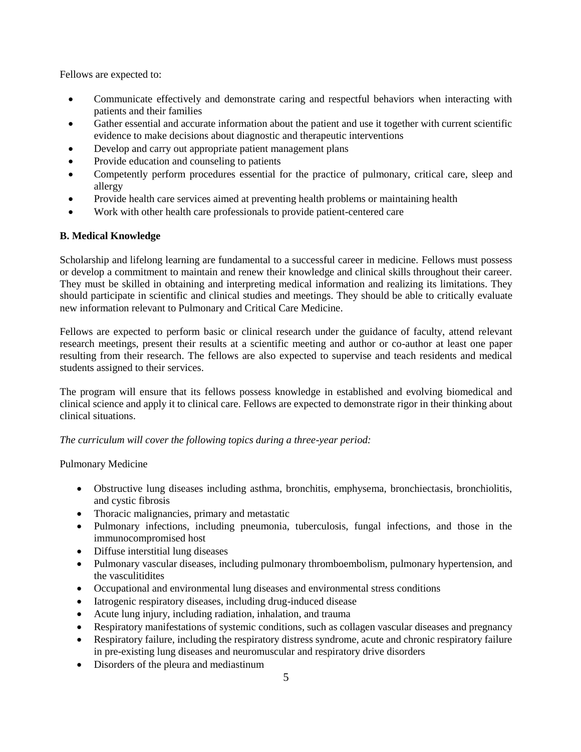Fellows are expected to:

- Communicate effectively and demonstrate caring and respectful behaviors when interacting with patients and their families
- Gather essential and accurate information about the patient and use it together with current scientific evidence to make decisions about diagnostic and therapeutic interventions
- Develop and carry out appropriate patient management plans
- Provide education and counseling to patients
- Competently perform procedures essential for the practice of pulmonary, critical care, sleep and allergy
- Provide health care services aimed at preventing health problems or maintaining health
- Work with other health care professionals to provide patient-centered care

**B. Medical Knowledge**

Scholarship and lifelong learning are fundamental to a successful career in medicine. Fellows must possess or develop a commitment to maintain and renew their knowledge and clinical skills throughout their career. They must be skilled in obtaining and interpreting medical information and realizing its limitations. They should participate in scientific and clinical studies and meetings. They should be able to critically evaluate new information relevant to Pulmonary and Critical Care Medicine.

Fellows are expected to perform basic or clinical research under the guidance of faculty, attend relevant research meetings, present their results at a scientific meeting and author or co-author at least one paper resulting from their research. The fellows are also expected to supervise and teach residents and medical students assigned to their services.

The program will ensure that its fellows possess knowledge in established and evolving biomedical and clinical science and apply it to clinical care. Fellows are expected to demonstrate rigor in their thinking about clinical situations.

*The curriculum will cover the following topics during a three-year period:*

Pulmonary Medicine

- Obstructive lung diseases including asthma, bronchitis, emphysema, bronchiectasis, bronchiolitis, and cystic fibrosis
- Thoracic malignancies, primary and metastatic
- Pulmonary infections, including pneumonia, tuberculosis, fungal infections, and those in the immunocompromised host
- Diffuse interstitial lung diseases
- Pulmonary vascular diseases, including pulmonary thromboembolism, pulmonary hypertension, and the vasculitidites
- Occupational and environmental lung diseases and environmental stress conditions
- Iatrogenic respiratory diseases, including drug-induced disease
- Acute lung injury, including radiation, inhalation, and trauma
- Respiratory manifestations of systemic conditions, such as collagen vascular diseases and pregnancy
- Respiratory failure, including the respiratory distress syndrome, acute and chronic respiratory failure in pre-existing lung diseases and neuromuscular and respiratory drive disorders
- Disorders of the pleura and mediastinum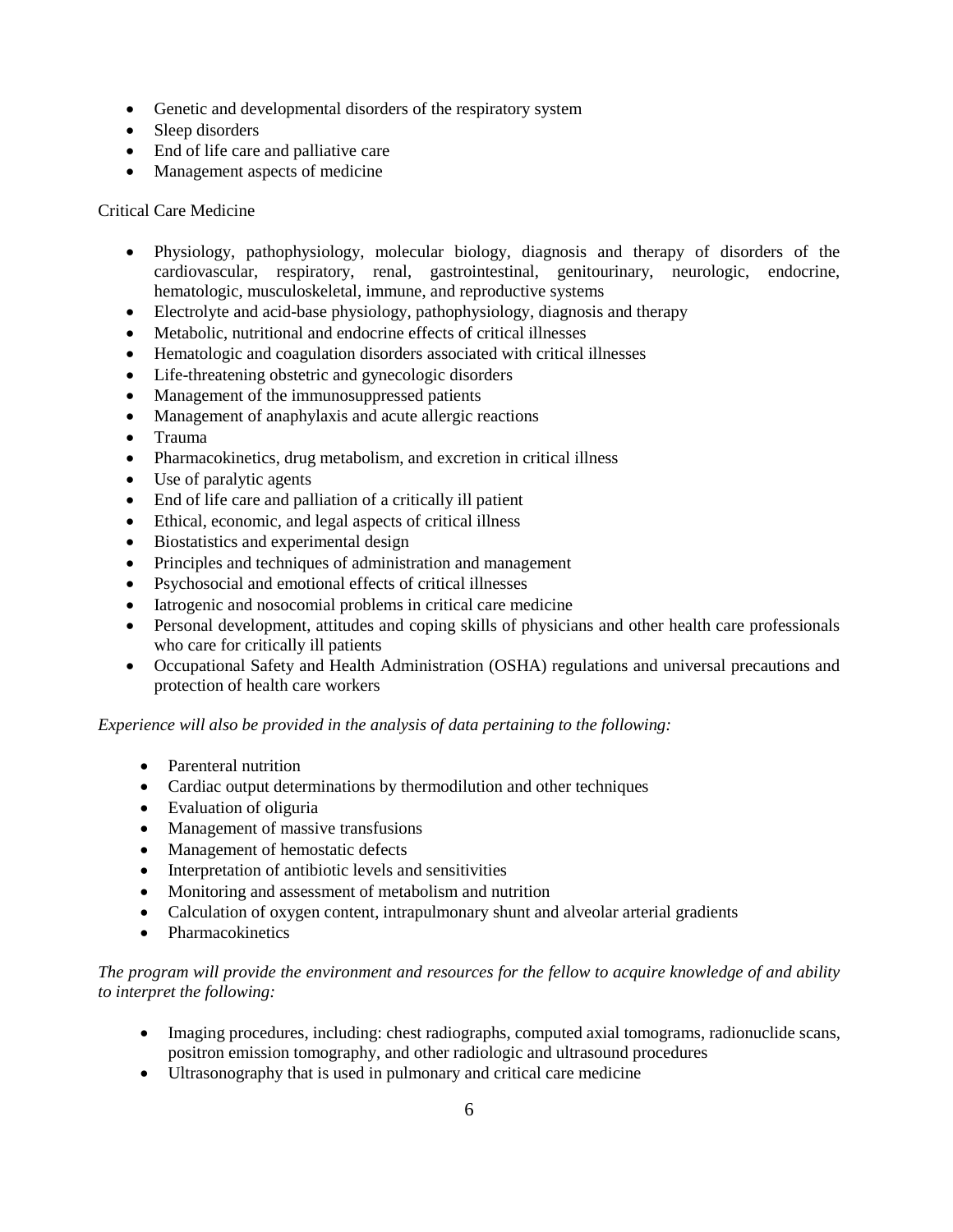- Genetic and developmental disorders of the respiratory system
- Sleep disorders
- End of life care and palliative care
- Management aspects of medicine

Critical Care Medicine

- Physiology, pathophysiology, molecular biology, diagnosis and therapy of disorders of the cardiovascular, respiratory, renal, gastrointestinal, genitourinary, neurologic, endocrine, hematologic, musculoskeletal, immune, and reproductive systems
- Electrolyte and acid-base physiology, pathophysiology, diagnosis and therapy
- Metabolic, nutritional and endocrine effects of critical illnesses
- Hematologic and coagulation disorders associated with critical illnesses
- Life-threatening obstetric and gynecologic disorders
- Management of the immunosuppressed patients
- Management of anaphylaxis and acute allergic reactions
- Trauma
- Pharmacokinetics, drug metabolism, and excretion in critical illness
- Use of paralytic agents
- End of life care and palliation of a critically ill patient
- Ethical, economic, and legal aspects of critical illness
- Biostatistics and experimental design
- Principles and techniques of administration and management
- Psychosocial and emotional effects of critical illnesses
- Iatrogenic and nosocomial problems in critical care medicine
- Personal development, attitudes and coping skills of physicians and other health care professionals who care for critically ill patients
- Occupational Safety and Health Administration (OSHA) regulations and universal precautions and protection of health care workers

*Experience will also be provided in the analysis of data pertaining to the following:*

- Parenteral nutrition
- Cardiac output determinations by thermodilution and other techniques
- Evaluation of oliguria
- Management of massive transfusions
- Management of hemostatic defects
- Interpretation of antibiotic levels and sensitivities
- Monitoring and assessment of metabolism and nutrition
- Calculation of oxygen content, intrapulmonary shunt and alveolar arterial gradients
- Pharmacokinetics

*The program will provide the environment and resources for the fellow to acquire knowledge of and ability to interpret the following:*

- Imaging procedures, including: chest radiographs, computed axial tomograms, radionuclide scans, positron emission tomography, and other radiologic and ultrasound procedures
- Ultrasonography that is used in pulmonary and critical care medicine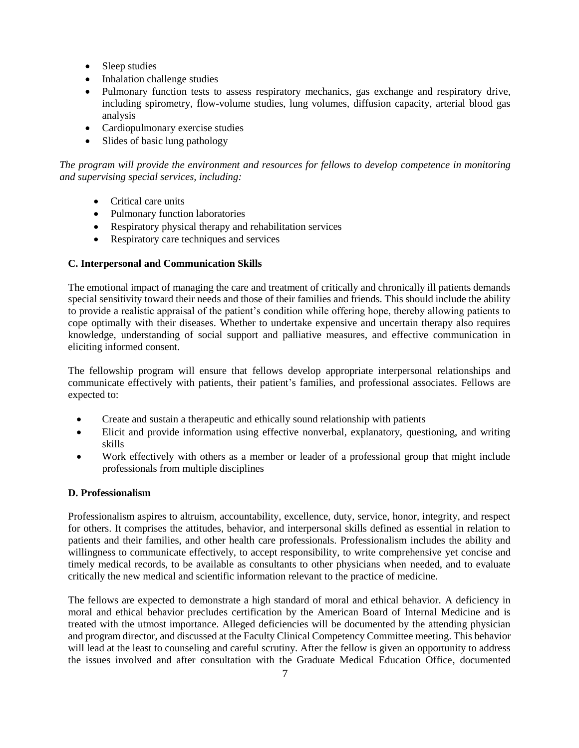- Sleep studies
- Inhalation challenge studies
- Pulmonary function tests to assess respiratory mechanics, gas exchange and respiratory drive, including spirometry, flow-volume studies, lung volumes, diffusion capacity, arterial blood gas analysis
- Cardiopulmonary exercise studies
- Slides of basic lung pathology

*The program will provide the environment and resources for fellows to develop competence in monitoring and supervising special services, including:*

- Critical care units
- Pulmonary function laboratories
- Respiratory physical therapy and rehabilitation services
- Respiratory care techniques and services

**C. Interpersonal and Communication Skills**

The emotional impact of managing the care and treatment of critically and chronically ill patients demands special sensitivity toward their needs and those of their families and friends. This should include the ability to provide a realistic appraisal of the patient's condition while offering hope, thereby allowing patients to cope optimally with their diseases. Whether to undertake expensive and uncertain therapy also requires knowledge, understanding of social support and palliative measures, and effective communication in eliciting informed consent.

The fellowship program will ensure that fellows develop appropriate interpersonal relationships and communicate effectively with patients, their patient's families, and professional associates. Fellows are expected to:

- Create and sustain a therapeutic and ethically sound relationship with patients
- Elicit and provide information using effective nonverbal, explanatory, questioning, and writing skills
- Work effectively with others as a member or leader of a professional group that might include professionals from multiple disciplines

**D. Professionalism**

Professionalism aspires to altruism, accountability, excellence, duty, service, honor, integrity, and respect for others. It comprises the attitudes, behavior, and interpersonal skills defined as essential in relation to patients and their families, and other health care professionals. Professionalism includes the ability and willingness to communicate effectively, to accept responsibility, to write comprehensive yet concise and timely medical records, to be available as consultants to other physicians when needed, and to evaluate critically the new medical and scientific information relevant to the practice of medicine.

The fellows are expected to demonstrate a high standard of moral and ethical behavior. A deficiency in moral and ethical behavior precludes certification by the American Board of Internal Medicine and is treated with the utmost importance. Alleged deficiencies will be documented by the attending physician and program director, and discussed at the Faculty Clinical Competency Committee meeting. This behavior will lead at the least to counseling and careful scrutiny. After the fellow is given an opportunity to address the issues involved and after consultation with the Graduate Medical Education Office, documented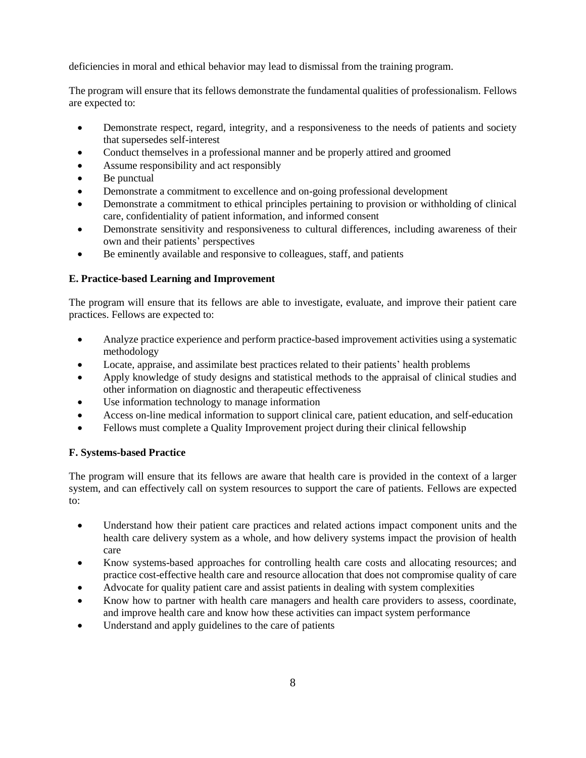deficiencies in moral and ethical behavior may lead to dismissal from the training program.

The program will ensure that its fellows demonstrate the fundamental qualities of professionalism. Fellows are expected to:

- Demonstrate respect, regard, integrity, and a responsiveness to the needs of patients and society that supersedes self-interest
- Conduct themselves in a professional manner and be properly attired and groomed
- Assume responsibility and act responsibly
- Be punctual
- Demonstrate a commitment to excellence and on-going professional development
- Demonstrate a commitment to ethical principles pertaining to provision or withholding of clinical care, confidentiality of patient information, and informed consent
- Demonstrate sensitivity and responsiveness to cultural differences, including awareness of their own and their patients' perspectives
- Be eminently available and responsive to colleagues, staff, and patients

**E. Practice-based Learning and Improvement**

The program will ensure that its fellows are able to investigate, evaluate, and improve their patient care practices. Fellows are expected to:

- Analyze practice experience and perform practice-based improvement activities using a systematic methodology
- Locate, appraise, and assimilate best practices related to their patients' health problems
- Apply knowledge of study designs and statistical methods to the appraisal of clinical studies and other information on diagnostic and therapeutic effectiveness
- Use information technology to manage information
- Access on-line medical information to support clinical care, patient education, and self-education
- Fellows must complete a Quality Improvement project during their clinical fellowship

**F. Systems-based Practice**

The program will ensure that its fellows are aware that health care is provided in the context of a larger system, and can effectively call on system resources to support the care of patients. Fellows are expected to:

- Understand how their patient care practices and related actions impact component units and the health care delivery system as a whole, and how delivery systems impact the provision of health care
- Know systems-based approaches for controlling health care costs and allocating resources; and practice cost-effective health care and resource allocation that does not compromise quality of care
- Advocate for quality patient care and assist patients in dealing with system complexities
- Know how to partner with health care managers and health care providers to assess, coordinate, and improve health care and know how these activities can impact system performance
- Understand and apply guidelines to the care of patients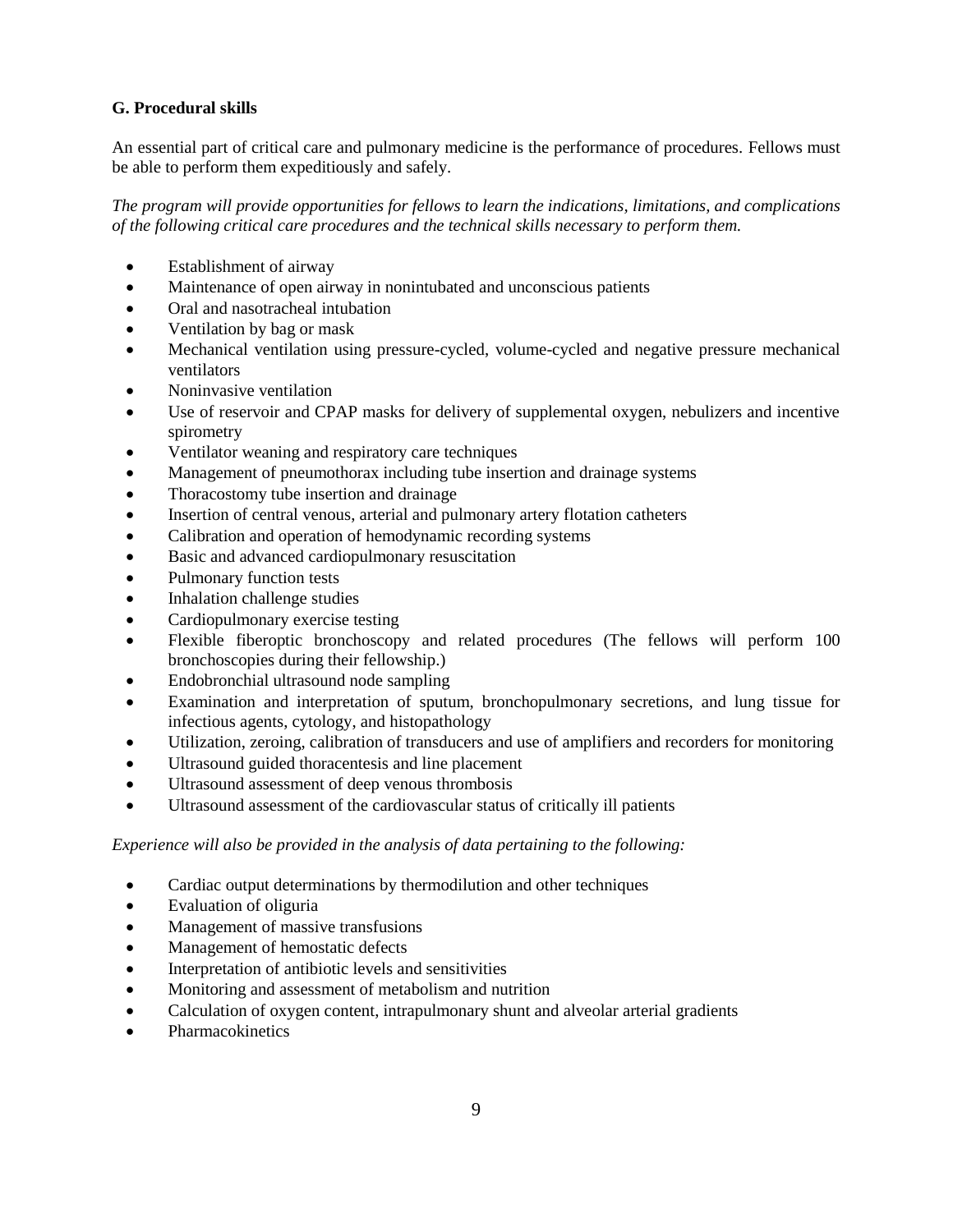### G. Procedural skills

An essential part of critical care and pulmonary medicine is the performance of procedures. Fellows must be able to perform them expeditiously and safely.

*The program will provide opportunities for fellows to learn the indications, limitations, and complications of the following critical care procedures and the technical skills necessary to perform them.*

- Establishment of airway
- Maintenance of open airway in nonintubated and unconscious patients
- Oral and nasotracheal intubation
- Ventilation by bag or mask
- Mechanical ventilation using pressure-cycled, volume-cycled and negative pressure mechanical ventilators
- Noninvasive ventilation
- Use of reservoir and CPAP masks for delivery of supplemental oxygen, nebulizers and incentive spirometry
- Ventilator weaning and respiratory care techniques
- Management of pneumothorax including tube insertion and drainage systems
- Thoracostomy tube insertion and drainage
- Insertion of central venous, arterial and pulmonary artery flotation catheters
- Calibration and operation of hemodynamic recording systems
- Basic and advanced cardiopulmonary resuscitation
- Pulmonary function tests
- Inhalation challenge studies
- Cardiopulmonary exercise testing
- Flexible fiberoptic bronchoscopy and related procedures (The fellows will perform 100 bronchoscopies during their fellowship.)
- Endobronchial ultrasound node sampling
- Examination and interpretation of sputum, bronchopulmonary secretions, and lung tissue for infectious agents, cytology, and histopathology
- Utilization, zeroing, calibration of transducers and use of amplifiers and recorders for monitoring
- Ultrasound guided thoracentesis and line placement
- Ultrasound assessment of deep venous thrombosis
- Ultrasound assessment of the cardiovascular status of critically ill patients

*Experience will also be provided in the analysis of data pertaining to the following:*

- Cardiac output determinations by thermodilution and other techniques
- Evaluation of oliguria
- Management of massive transfusions
- Management of hemostatic defects
- Interpretation of antibiotic levels and sensitivities
- Monitoring and assessment of metabolism and nutrition
- Calculation of oxygen content, intrapulmonary shunt and alveolar arterial gradients
- Pharmacokinetics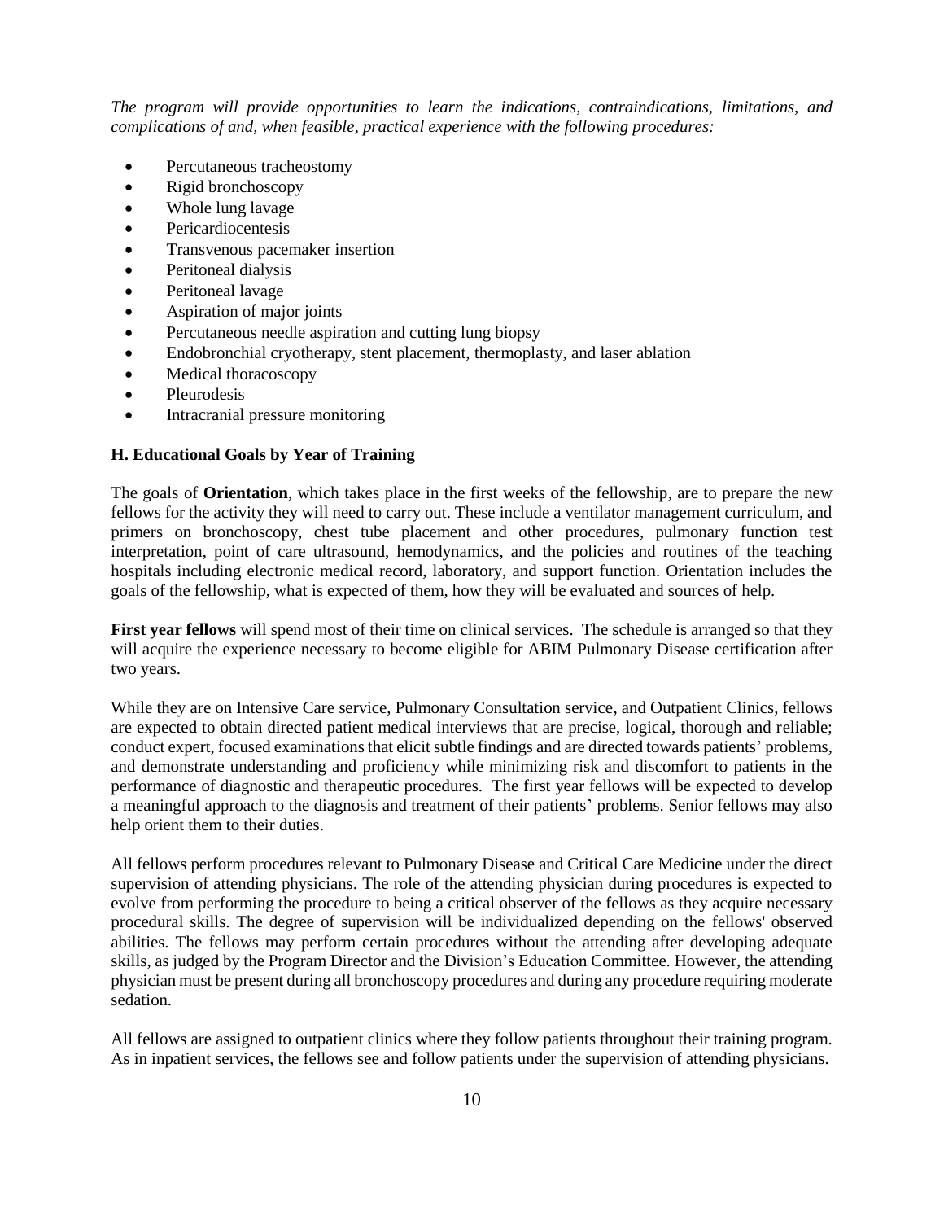*The program will provide opportunities to learn the indications, contraindications, limitations, and complications of and, when feasible, practical experience with the following procedures:*

- Percutaneous tracheostomy
- Rigid bronchoscopy
- Whole lung lavage
- Pericardiocentesis
- Transvenous pacemaker insertion
- Peritoneal dialysis
- Peritoneal lavage
- Aspiration of major joints
- Percutaneous needle aspiration and cutting lung biopsy
- Endobronchial cryotherapy, stent placement, thermoplasty, and laser ablation
- Medical thoracoscopy
- Pleurodesis
- Intracranial pressure monitoring

### H. Educational Goals by Year of Training

The goals of **Orientation**, which takes place in the first weeks of the fellowship, are to prepare the new fellows for the activity they will need to carry out. These include a ventilator management curriculum, and primers on bronchoscopy, chest tube placement and other procedures, pulmonary function test interpretation, point of care ultrasound, hemodynamics, and the policies and routines of the teaching hospitals including electronic medical record, laboratory, and support function. Orientation includes the goals of the fellowship, what is expected of them, how they will be evaluated and sources of help.

**First year fellows** will spend most of their time on clinical services. The schedule is arranged so that they will acquire the experience necessary to become eligible for ABIM Pulmonary Disease certification after two years.

While they are on Intensive Care service, Pulmonary Consultation service, and Outpatient Clinics, fellows are expected to obtain directed patient medical interviews that are precise, logical, thorough and reliable; conduct expert, focused examinations that elicit subtle findings and are directed towards patients' problems, and demonstrate understanding and proficiency while minimizing risk and discomfort to patients in the performance of diagnostic and therapeutic procedures. The first year fellows will be expected to develop a meaningful approach to the diagnosis and treatment of their patients' problems. Senior fellows may also help orient them to their duties.

All fellows perform procedures relevant to Pulmonary Disease and Critical Care Medicine under the direct supervision of attending physicians. The role of the attending physician during procedures is expected to evolve from performing the procedure to being a critical observer of the fellows as they acquire necessary procedural skills. The degree of supervision will be individualized depending on the fellows' observed abilities. The fellows may perform certain procedures without the attending after developing adequate skills, as judged by the Program Director and the Division's Education Committee. However, the attending physician must be present during all bronchoscopy procedures and during any procedure requiring moderate sedation.

All fellows are assigned to outpatient clinics where they follow patients throughout their training program. As in inpatient services, the fellows see and follow patients under the supervision of attending physicians.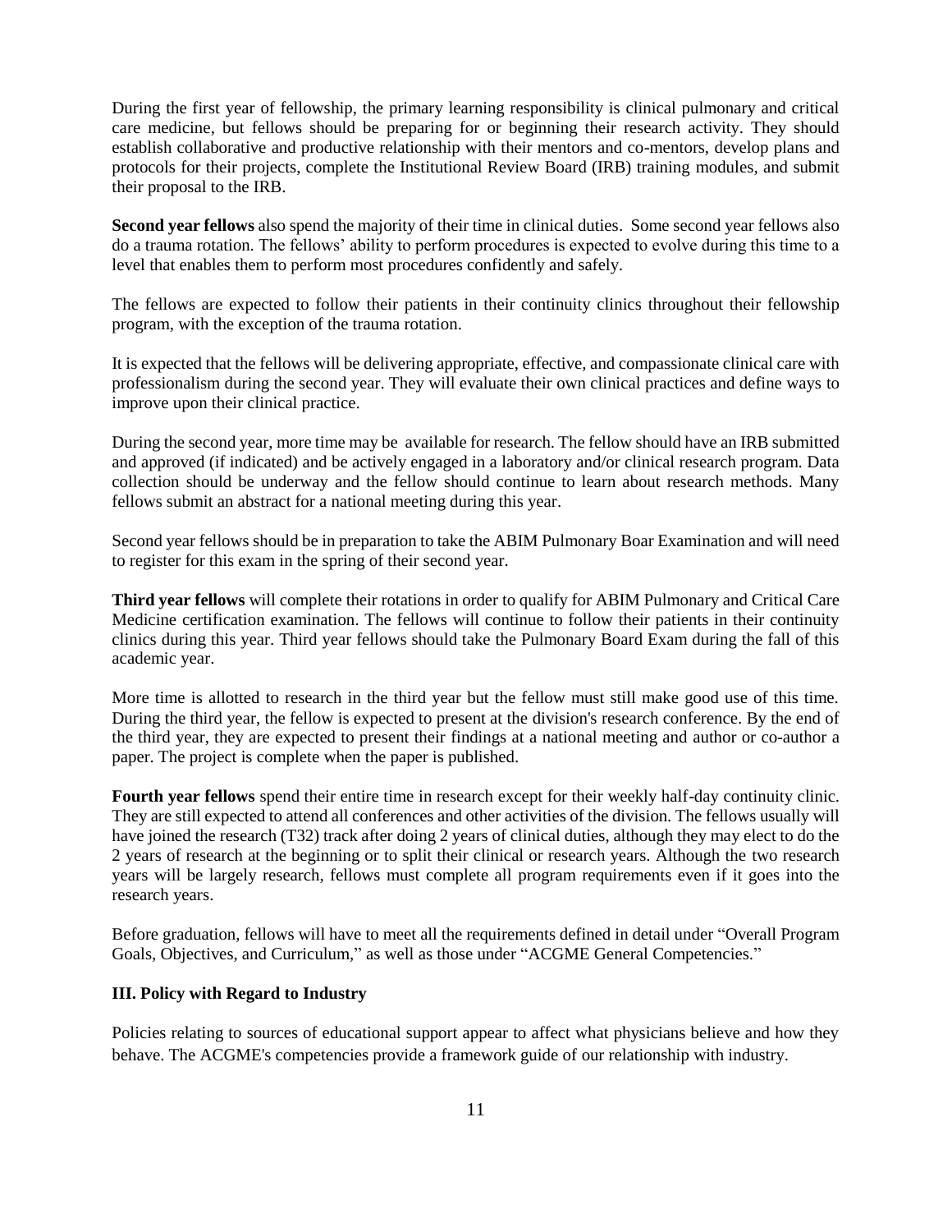During the first year of fellowship, the primary learning responsibility is clinical pulmonary and critical care medicine, but fellows should be preparing for or beginning their research activity. They should establish collaborative and productive relationship with their mentors and co-mentors, develop plans and protocols for their projects, complete the Institutional Review Board (IRB) training modules, and submit their proposal to the IRB.

**Second year fellows** also spend the majority of their time in clinical duties. Some second year fellows also do a trauma rotation. The fellows' ability to perform procedures is expected to evolve during this time to a level that enables them to perform most procedures confidently and safely.

The fellows are expected to follow their patients in their continuity clinics throughout their fellowship program, with the exception of the trauma rotation.

It is expected that the fellows will be delivering appropriate, effective, and compassionate clinical care with professionalism during the second year. They will evaluate their own clinical practices and define ways to improve upon their clinical practice.

During the second year, more time may be available for research. The fellow should have an IRB submitted and approved (if indicated) and be actively engaged in a laboratory and/or clinical research program. Data collection should be underway and the fellow should continue to learn about research methods. Many fellows submit an abstract for a national meeting during this year.

Second year fellows should be in preparation to take the ABIM Pulmonary Boar Examination and will need to register for this exam in the spring of their second year.

**Third year fellows** will complete their rotations in order to qualify for ABIM Pulmonary and Critical Care Medicine certification examination. The fellows will continue to follow their patients in their continuity clinics during this year. Third year fellows should take the Pulmonary Board Exam during the fall of this academic year.

More time is allotted to research in the third year but the fellow must still make good use of this time. During the third year, the fellow is expected to present at the division's research conference. By the end of the third year, they are expected to present their findings at a national meeting and author or co-author a paper. The project is complete when the paper is published.

**Fourth year fellows** spend their entire time in research except for their weekly half-day continuity clinic. They are still expected to attend all conferences and other activities of the division. The fellows usually will have joined the research (T32) track after doing 2 years of clinical duties, although they may elect to do the 2 years of research at the beginning or to split their clinical or research years. Although the two research years will be largely research, fellows must complete all program requirements even if it goes into the research years.

Before graduation, fellows will have to meet all the requirements defined in detail under "Overall Program Goals, Objectives, and Curriculum," as well as those under "ACGME General Competencies."

### III. Policy with Regard to Industry

Policies relating to sources of educational support appear to affect what physicians believe and how they behave. The ACGME's competencies provide a framework guide of our relationship with industry.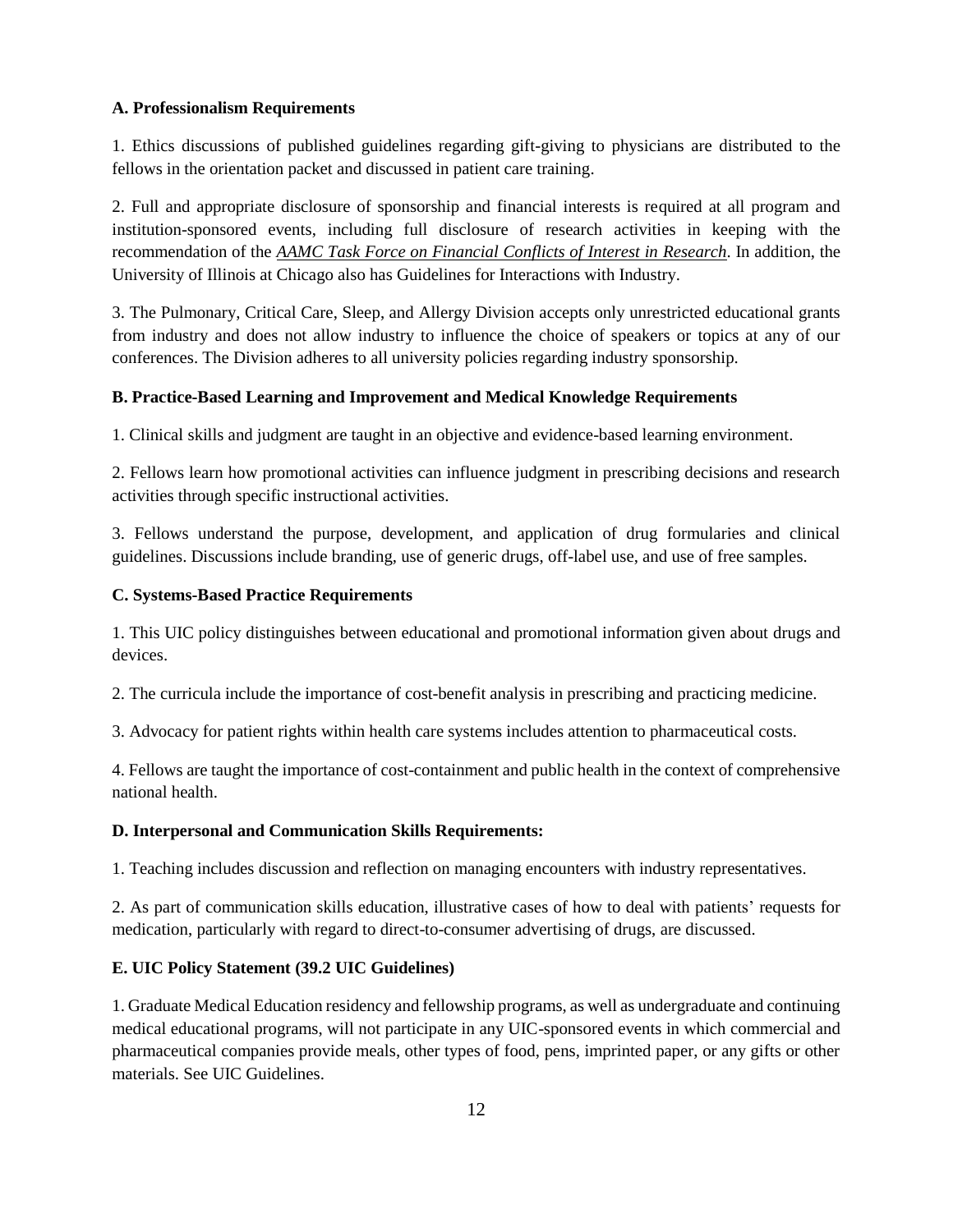**A. Professionalism Requirements**

1. Ethics discussions of published guidelines regarding gift-giving to physicians are distributed to the fellows in the orientation packet and discussed in patient care training.

2. Full and appropriate disclosure of sponsorship and financial interests is required at all program and institution-sponsored events, including full disclosure of research activities in keeping with the recommendation of the *AAMC Task Force on Financial Conflicts of Interest in Research*. In addition, the University of Illinois at Chicago also has Guidelines for Interactions with Industry.

3. The Pulmonary, Critical Care, Sleep, and Allergy Division accepts only unrestricted educational grants from industry and does not allow industry to influence the choice of speakers or topics at any of our conferences. The Division adheres to all university policies regarding industry sponsorship.

**B. Practice-Based Learning and Improvement and Medical Knowledge Requirements**

1. Clinical skills and judgment are taught in an objective and evidence-based learning environment.

2. Fellows learn how promotional activities can influence judgment in prescribing decisions and research activities through specific instructional activities.

3. Fellows understand the purpose, development, and application of drug formularies and clinical guidelines. Discussions include branding, use of generic drugs, off-label use, and use of free samples.

**C. Systems-Based Practice Requirements**

1. This UIC policy distinguishes between educational and promotional information given about drugs and devices.

2. The curricula include the importance of cost-benefit analysis in prescribing and practicing medicine.

3. Advocacy for patient rights within health care systems includes attention to pharmaceutical costs.

4. Fellows are taught the importance of cost-containment and public health in the context of comprehensive national health.

**D. Interpersonal and Communication Skills Requirements:**

1. Teaching includes discussion and reflection on managing encounters with industry representatives.

2. As part of communication skills education, illustrative cases of how to deal with patients' requests for medication, particularly with regard to direct-to-consumer advertising of drugs, are discussed.

**E. UIC Policy Statement (39.2 UIC Guidelines)**

1. Graduate Medical Education residency and fellowship programs, as well as undergraduate and continuing medical educational programs, will not participate in any UIC-sponsored events in which commercial and pharmaceutical companies provide meals, other types of food, pens, imprinted paper, or any gifts or other materials. See UIC Guidelines.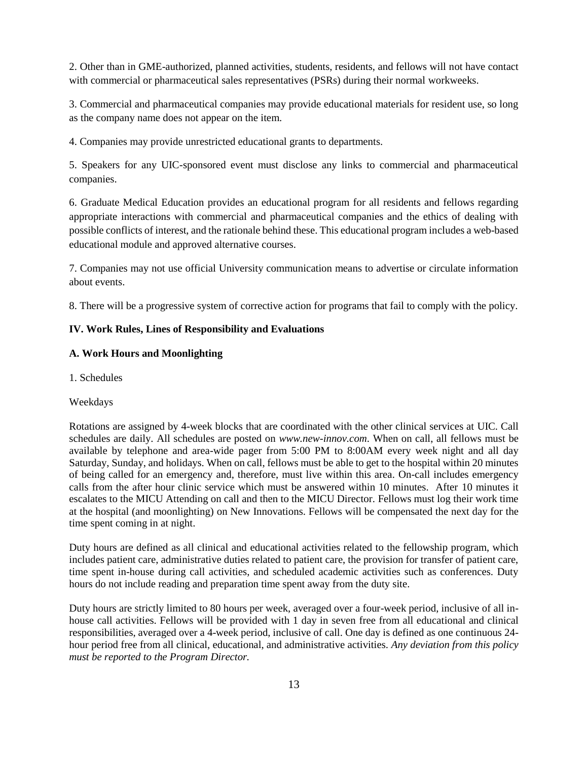2. Other than in GME-authorized, planned activities, students, residents, and fellows will not have contact with commercial or pharmaceutical sales representatives (PSRs) during their normal workweeks.

3. Commercial and pharmaceutical companies may provide educational materials for resident use, so long as the company name does not appear on the item.

4. Companies may provide unrestricted educational grants to departments.

5. Speakers for any UIC-sponsored event must disclose any links to commercial and pharmaceutical companies.

6. Graduate Medical Education provides an educational program for all residents and fellows regarding appropriate interactions with commercial and pharmaceutical companies and the ethics of dealing with possible conflicts of interest, and the rationale behind these. This educational program includes a web-based educational module and approved alternative courses.

7. Companies may not use official University communication means to advertise or circulate information about events.

8. There will be a progressive system of corrective action for programs that fail to comply with the policy.

## IV. Work Rules, Lines of Responsibility and Evaluations

### A. Work Hours and Moonlighting

1. Schedules

Weekdays

Rotations are assigned by 4-week blocks that are coordinated with the other clinical services at UIC. Call schedules are daily. All schedules are posted on *www.new-innov.com*. When on call, all fellows must be available by telephone and area-wide pager from 5:00 PM to 8:00AM every week night and all day Saturday, Sunday, and holidays. When on call, fellows must be able to get to the hospital within 20 minutes of being called for an emergency and, therefore, must live within this area. On-call includes emergency calls from the after hour clinic service which must be answered within 10 minutes. After 10 minutes it escalates to the MICU Attending on call and then to the MICU Director. Fellows must log their work time at the hospital (and moonlighting) on New Innovations. Fellows will be compensated the next day for the time spent coming in at night.

Duty hours are defined as all clinical and educational activities related to the fellowship program, which includes patient care, administrative duties related to patient care, the provision for transfer of patient care, time spent in-house during call activities, and scheduled academic activities such as conferences. Duty hours do not include reading and preparation time spent away from the duty site.

Duty hours are strictly limited to 80 hours per week, averaged over a four-week period, inclusive of all in-house call activities. Fellows will be provided with 1 day in seven free from all educational and clinical responsibilities, averaged over a 4-week period, inclusive of call. One day is defined as one continuous 24-hour period free from all clinical, educational, and administrative activities. *Any deviation from this policy must be reported to the Program Director.*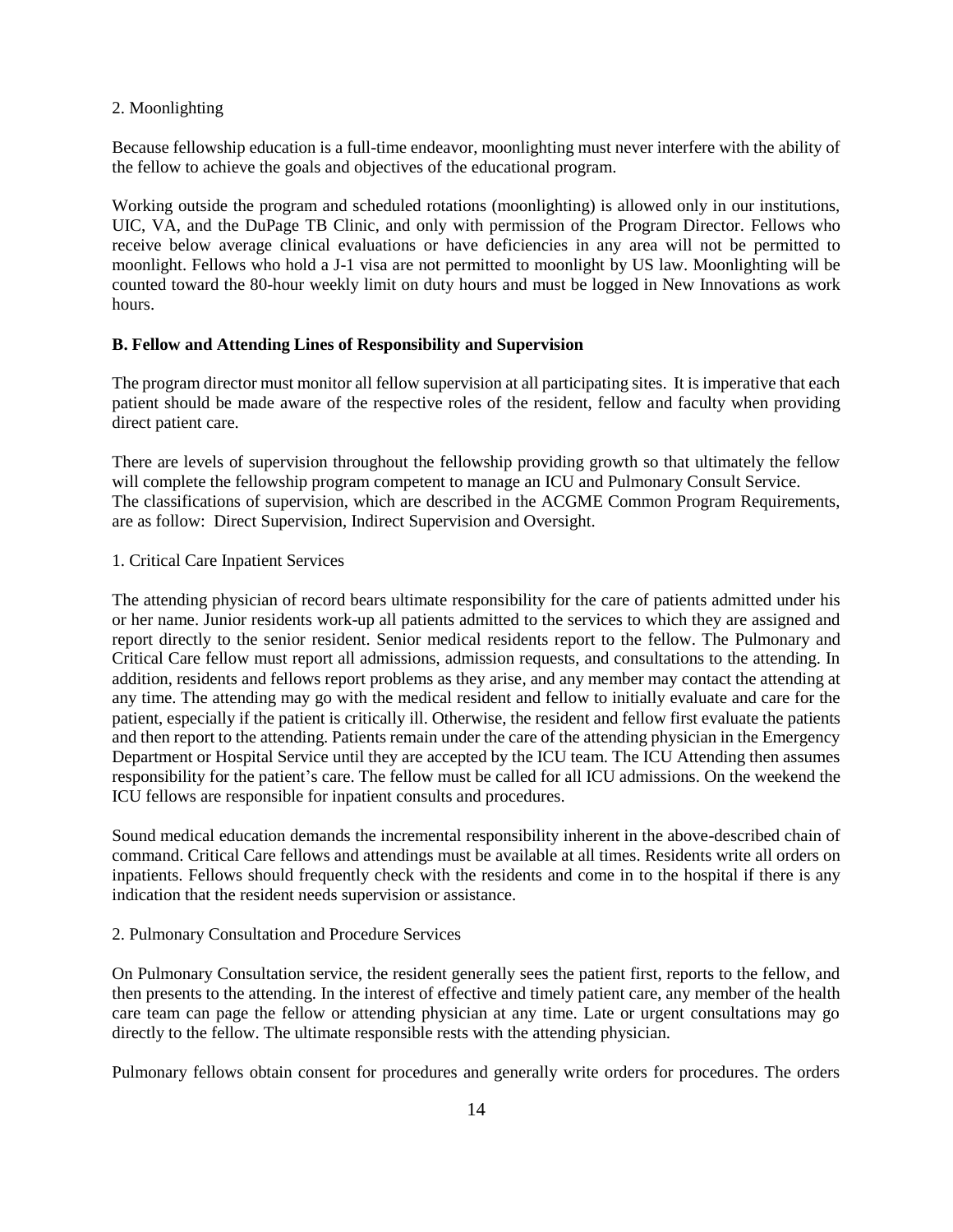2. Moonlighting

Because fellowship education is a full-time endeavor, moonlighting must never interfere with the ability of the fellow to achieve the goals and objectives of the educational program.

Working outside the program and scheduled rotations (moonlighting) is allowed only in our institutions, UIC, VA, and the DuPage TB Clinic, and only with permission of the Program Director. Fellows who receive below average clinical evaluations or have deficiencies in any area will not be permitted to moonlight. Fellows who hold a J-1 visa are not permitted to moonlight by US law. Moonlighting will be counted toward the 80-hour weekly limit on duty hours and must be logged in New Innovations as work hours.

**B. Fellow and Attending Lines of Responsibility and Supervision**

The program director must monitor all fellow supervision at all participating sites. It is imperative that each patient should be made aware of the respective roles of the resident, fellow and faculty when providing direct patient care.

There are levels of supervision throughout the fellowship providing growth so that ultimately the fellow will complete the fellowship program competent to manage an ICU and Pulmonary Consult Service. The classifications of supervision, which are described in the ACGME Common Program Requirements, are as follow: Direct Supervision, Indirect Supervision and Oversight.

1. Critical Care Inpatient Services

The attending physician of record bears ultimate responsibility for the care of patients admitted under his or her name. Junior residents work-up all patients admitted to the services to which they are assigned and report directly to the senior resident. Senior medical residents report to the fellow. The Pulmonary and Critical Care fellow must report all admissions, admission requests, and consultations to the attending. In addition, residents and fellows report problems as they arise, and any member may contact the attending at any time. The attending may go with the medical resident and fellow to initially evaluate and care for the patient, especially if the patient is critically ill. Otherwise, the resident and fellow first evaluate the patients and then report to the attending. Patients remain under the care of the attending physician in the Emergency Department or Hospital Service until they are accepted by the ICU team. The ICU Attending then assumes responsibility for the patient's care. The fellow must be called for all ICU admissions. On the weekend the ICU fellows are responsible for inpatient consults and procedures.

Sound medical education demands the incremental responsibility inherent in the above-described chain of command. Critical Care fellows and attendings must be available at all times. Residents write all orders on inpatients. Fellows should frequently check with the residents and come in to the hospital if there is any indication that the resident needs supervision or assistance.

2. Pulmonary Consultation and Procedure Services

On Pulmonary Consultation service, the resident generally sees the patient first, reports to the fellow, and then presents to the attending. In the interest of effective and timely patient care, any member of the health care team can page the fellow or attending physician at any time. Late or urgent consultations may go directly to the fellow. The ultimate responsible rests with the attending physician.

Pulmonary fellows obtain consent for procedures and generally write orders for procedures. The orders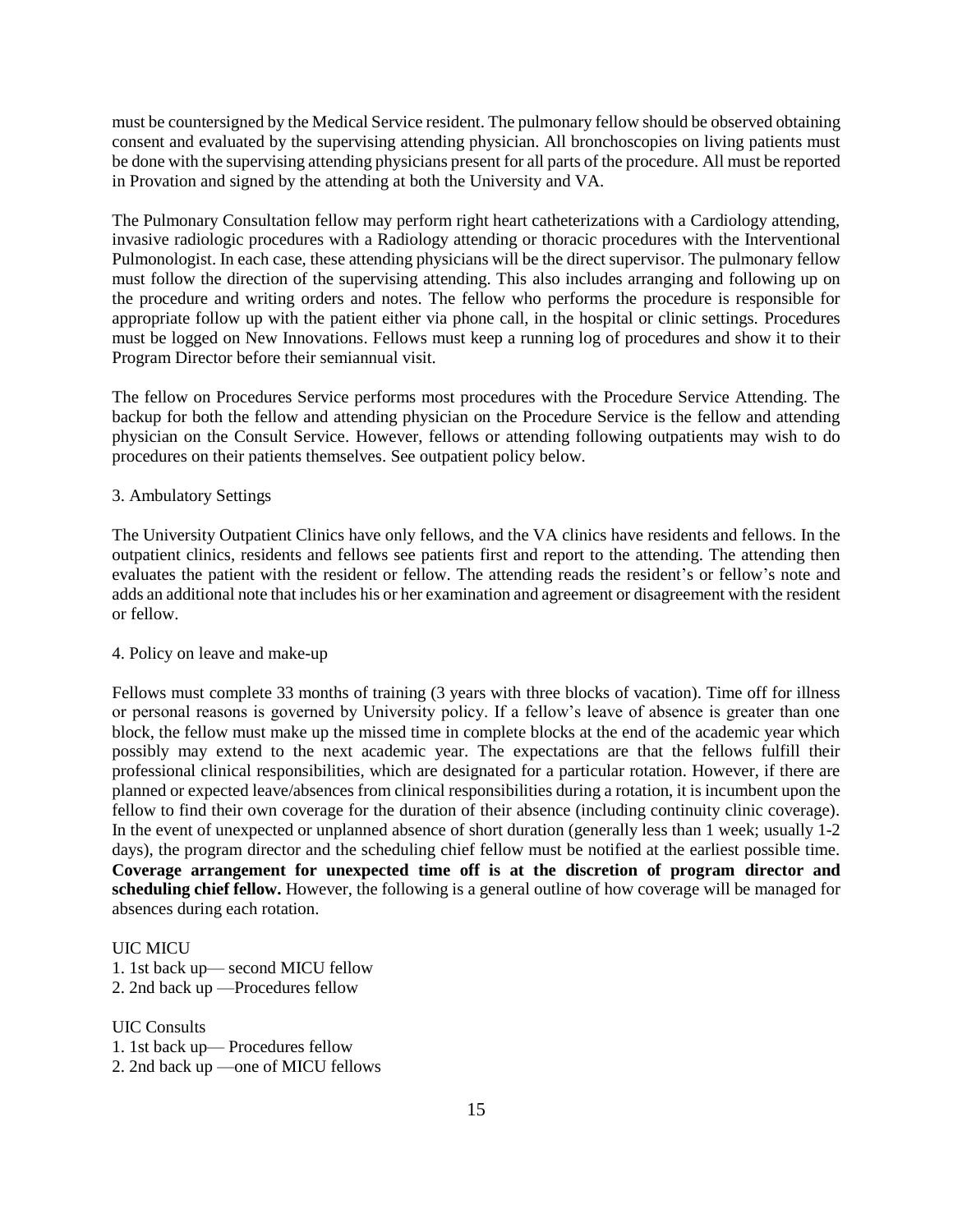must be countersigned by the Medical Service resident. The pulmonary fellow should be observed obtaining consent and evaluated by the supervising attending physician. All bronchoscopies on living patients must be done with the supervising attending physicians present for all parts of the procedure. All must be reported in Provation and signed by the attending at both the University and VA.

The Pulmonary Consultation fellow may perform right heart catheterizations with a Cardiology attending, invasive radiologic procedures with a Radiology attending or thoracic procedures with the Interventional Pulmonologist. In each case, these attending physicians will be the direct supervisor. The pulmonary fellow must follow the direction of the supervising attending. This also includes arranging and following up on the procedure and writing orders and notes. The fellow who performs the procedure is responsible for appropriate follow up with the patient either via phone call, in the hospital or clinic settings. Procedures must be logged on New Innovations. Fellows must keep a running log of procedures and show it to their Program Director before their semiannual visit.

The fellow on Procedures Service performs most procedures with the Procedure Service Attending. The backup for both the fellow and attending physician on the Procedure Service is the fellow and attending physician on the Consult Service. However, fellows or attending following outpatients may wish to do procedures on their patients themselves. See outpatient policy below.

3. Ambulatory Settings

The University Outpatient Clinics have only fellows, and the VA clinics have residents and fellows. In the outpatient clinics, residents and fellows see patients first and report to the attending. The attending then evaluates the patient with the resident or fellow. The attending reads the resident's or fellow's note and adds an additional note that includes his or her examination and agreement or disagreement with the resident or fellow.

4. Policy on leave and make-up

Fellows must complete 33 months of training (3 years with three blocks of vacation). Time off for illness or personal reasons is governed by University policy. If a fellow's leave of absence is greater than one block, the fellow must make up the missed time in complete blocks at the end of the academic year which possibly may extend to the next academic year. The expectations are that the fellows fulfill their professional clinical responsibilities, which are designated for a particular rotation. However, if there are planned or expected leave/absences from clinical responsibilities during a rotation, it is incumbent upon the fellow to find their own coverage for the duration of their absence (including continuity clinic coverage). In the event of unexpected or unplanned absence of short duration (generally less than 1 week; usually 1-2 days), the program director and the scheduling chief fellow must be notified at the earliest possible time. **Coverage arrangement for unexpected time off is at the discretion of program director and scheduling chief fellow.** However, the following is a general outline of how coverage will be managed for absences during each rotation.

UIC MICU

1. 1st back up— second MICU fellow
2. 2nd back up —Procedures fellow

UIC Consults

1. 1st back up— Procedures fellow
2. 2nd back up —one of MICU fellows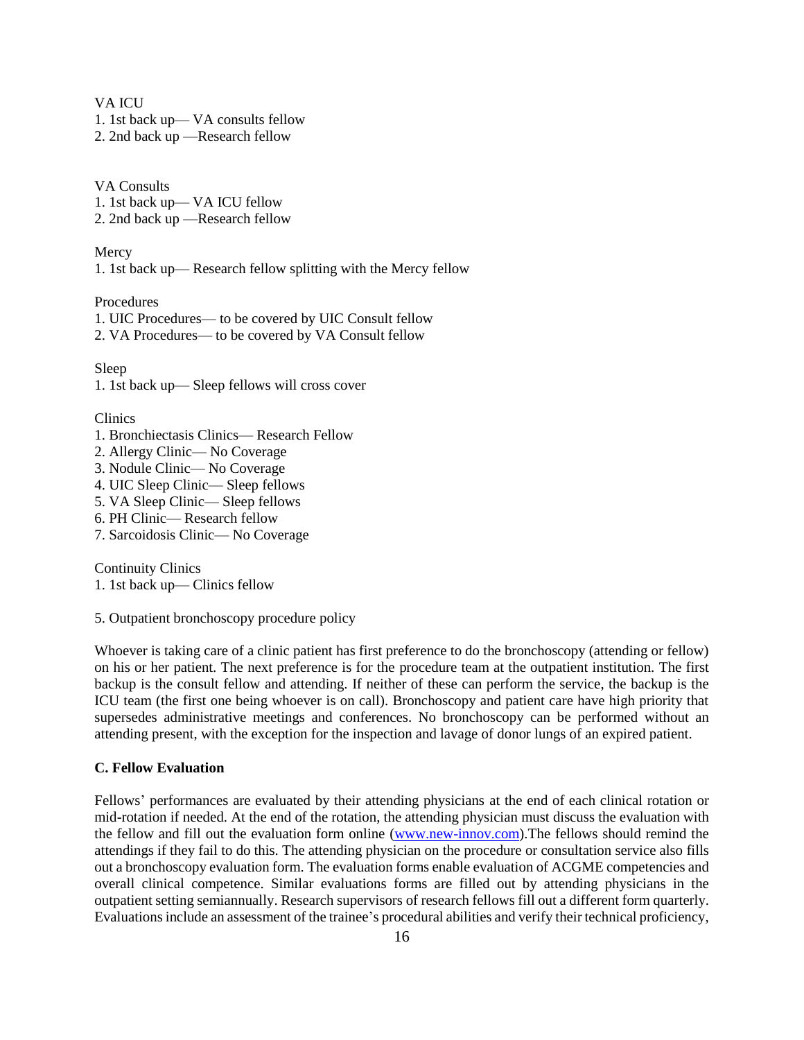VA ICU

1. 1st back up— VA consults fellow
2. 2nd back up —Research fellow

VA Consults

1. 1st back up— VA ICU fellow
2. 2nd back up —Research fellow

Mercy

1. 1st back up— Research fellow splitting with the Mercy fellow

Procedures

1. UIC Procedures— to be covered by UIC Consult fellow
2. VA Procedures— to be covered by VA Consult fellow

Sleep

1. 1st back up— Sleep fellows will cross cover

Clinics

1. Bronchiectasis Clinics— Research Fellow
2. Allergy Clinic— No Coverage
3. Nodule Clinic— No Coverage
4. UIC Sleep Clinic— Sleep fellows
5. VA Sleep Clinic— Sleep fellows
6. PH Clinic— Research fellow
7. Sarcoidosis Clinic— No Coverage

Continuity Clinics

1. 1st back up— Clinics fellow

5. Outpatient bronchoscopy procedure policy

Whoever is taking care of a clinic patient has first preference to do the bronchoscopy (attending or fellow) on his or her patient. The next preference is for the procedure team at the outpatient institution. The first backup is the consult fellow and attending. If neither of these can perform the service, the backup is the ICU team (the first one being whoever is on call). Bronchoscopy and patient care have high priority that supersedes administrative meetings and conferences. No bronchoscopy can be performed without an attending present, with the exception for the inspection and lavage of donor lungs of an expired patient.

### C. Fellow Evaluation

Fellows' performances are evaluated by their attending physicians at the end of each clinical rotation or mid-rotation if needed. At the end of the rotation, the attending physician must discuss the evaluation with the fellow and fill out the evaluation form online (www.new-innov.com).The fellows should remind the attendings if they fail to do this. The attending physician on the procedure or consultation service also fills out a bronchoscopy evaluation form. The evaluation forms enable evaluation of ACGME competencies and overall clinical competence. Similar evaluations forms are filled out by attending physicians in the outpatient setting semiannually. Research supervisors of research fellows fill out a different form quarterly. Evaluations include an assessment of the trainee's procedural abilities and verify their technical proficiency,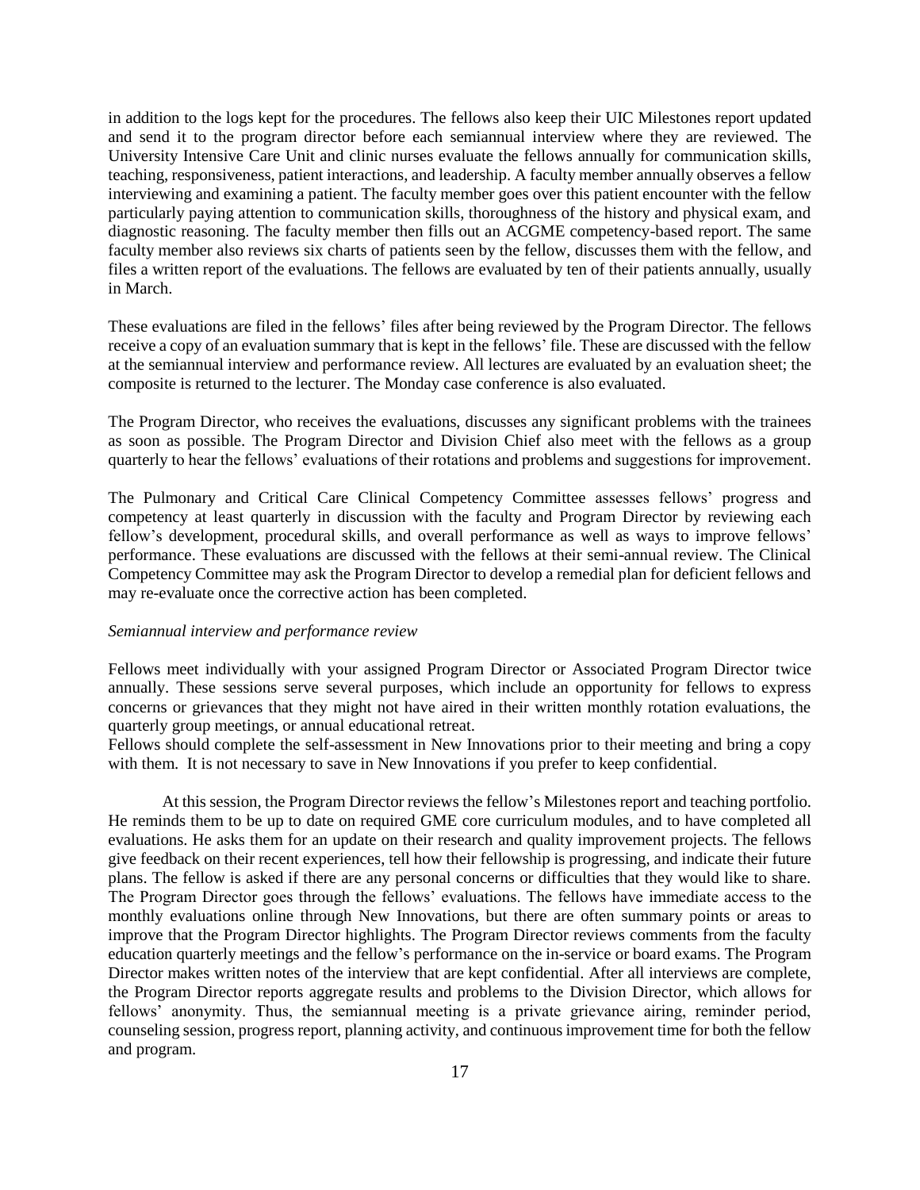in addition to the logs kept for the procedures. The fellows also keep their UIC Milestones report updated and send it to the program director before each semiannual interview where they are reviewed. The University Intensive Care Unit and clinic nurses evaluate the fellows annually for communication skills, teaching, responsiveness, patient interactions, and leadership. A faculty member annually observes a fellow interviewing and examining a patient. The faculty member goes over this patient encounter with the fellow particularly paying attention to communication skills, thoroughness of the history and physical exam, and diagnostic reasoning. The faculty member then fills out an ACGME competency-based report. The same faculty member also reviews six charts of patients seen by the fellow, discusses them with the fellow, and files a written report of the evaluations. The fellows are evaluated by ten of their patients annually, usually in March.

These evaluations are filed in the fellows' files after being reviewed by the Program Director. The fellows receive a copy of an evaluation summary that is kept in the fellows' file. These are discussed with the fellow at the semiannual interview and performance review. All lectures are evaluated by an evaluation sheet; the composite is returned to the lecturer. The Monday case conference is also evaluated.

The Program Director, who receives the evaluations, discusses any significant problems with the trainees as soon as possible. The Program Director and Division Chief also meet with the fellows as a group quarterly to hear the fellows' evaluations of their rotations and problems and suggestions for improvement.

The Pulmonary and Critical Care Clinical Competency Committee assesses fellows' progress and competency at least quarterly in discussion with the faculty and Program Director by reviewing each fellow's development, procedural skills, and overall performance as well as ways to improve fellows' performance. These evaluations are discussed with the fellows at their semi-annual review. The Clinical Competency Committee may ask the Program Director to develop a remedial plan for deficient fellows and may re-evaluate once the corrective action has been completed.

*Semiannual interview and performance review*

Fellows meet individually with your assigned Program Director or Associated Program Director twice annually. These sessions serve several purposes, which include an opportunity for fellows to express concerns or grievances that they might not have aired in their written monthly rotation evaluations, the quarterly group meetings, or annual educational retreat.
Fellows should complete the self-assessment in New Innovations prior to their meeting and bring a copy with them. It is not necessary to save in New Innovations if you prefer to keep confidential.

At this session, the Program Director reviews the fellow's Milestones report and teaching portfolio. He reminds them to be up to date on required GME core curriculum modules, and to have completed all evaluations. He asks them for an update on their research and quality improvement projects. The fellows give feedback on their recent experiences, tell how their fellowship is progressing, and indicate their future plans. The fellow is asked if there are any personal concerns or difficulties that they would like to share. The Program Director goes through the fellows' evaluations. The fellows have immediate access to the monthly evaluations online through New Innovations, but there are often summary points or areas to improve that the Program Director highlights. The Program Director reviews comments from the faculty education quarterly meetings and the fellow's performance on the in-service or board exams. The Program Director makes written notes of the interview that are kept confidential. After all interviews are complete, the Program Director reports aggregate results and problems to the Division Director, which allows for fellows' anonymity. Thus, the semiannual meeting is a private grievance airing, reminder period, counseling session, progress report, planning activity, and continuous improvement time for both the fellow and program.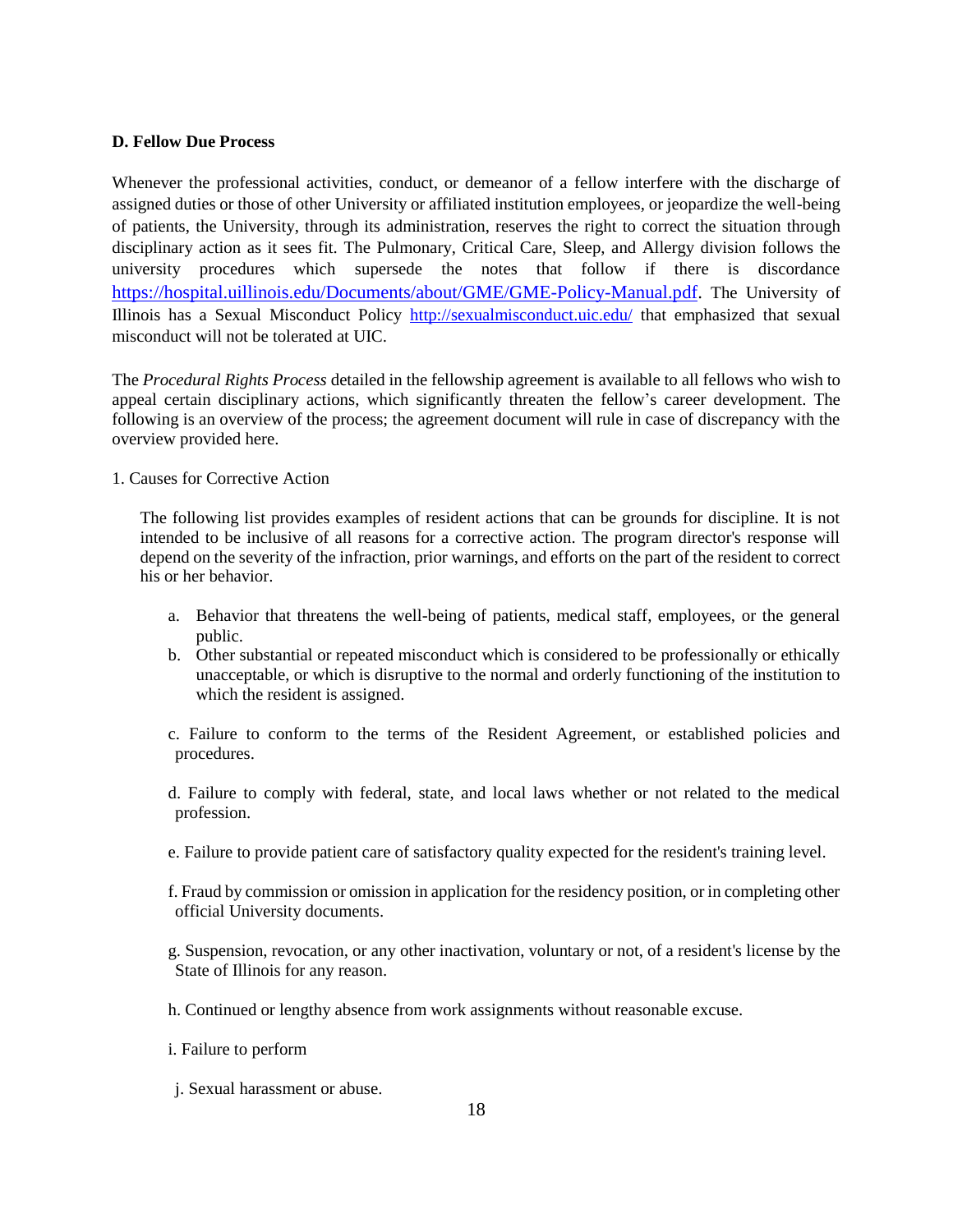**D. Fellow Due Process**

Whenever the professional activities, conduct, or demeanor of a fellow interfere with the discharge of assigned duties or those of other University or affiliated institution employees, or jeopardize the well-being of patients, the University, through its administration, reserves the right to correct the situation through disciplinary action as it sees fit. The Pulmonary, Critical Care, Sleep, and Allergy division follows the university procedures which supersede the notes that follow if there is discordance https://hospital.uillinois.edu/Documents/about/GME/GME-Policy-Manual.pdf. The University of Illinois has a Sexual Misconduct Policy http://sexualmisconduct.uic.edu/ that emphasized that sexual misconduct will not be tolerated at UIC.

The *Procedural Rights Process* detailed in the fellowship agreement is available to all fellows who wish to appeal certain disciplinary actions, which significantly threaten the fellow's career development. The following is an overview of the process; the agreement document will rule in case of discrepancy with the overview provided here.

1. Causes for Corrective Action

The following list provides examples of resident actions that can be grounds for discipline. It is not intended to be inclusive of all reasons for a corrective action. The program director's response will depend on the severity of the infraction, prior warnings, and efforts on the part of the resident to correct his or her behavior.

a. Behavior that threatens the well-being of patients, medical staff, employees, or the general public.
b. Other substantial or repeated misconduct which is considered to be professionally or ethically unacceptable, or which is disruptive to the normal and orderly functioning of the institution to which the resident is assigned.

c. Failure to conform to the terms of the Resident Agreement, or established policies and procedures.

d. Failure to comply with federal, state, and local laws whether or not related to the medical profession.

e. Failure to provide patient care of satisfactory quality expected for the resident's training level.

f. Fraud by commission or omission in application for the residency position, or in completing other official University documents.

g. Suspension, revocation, or any other inactivation, voluntary or not, of a resident's license by the State of Illinois for any reason.

h. Continued or lengthy absence from work assignments without reasonable excuse.

i. Failure to perform

j. Sexual harassment or abuse.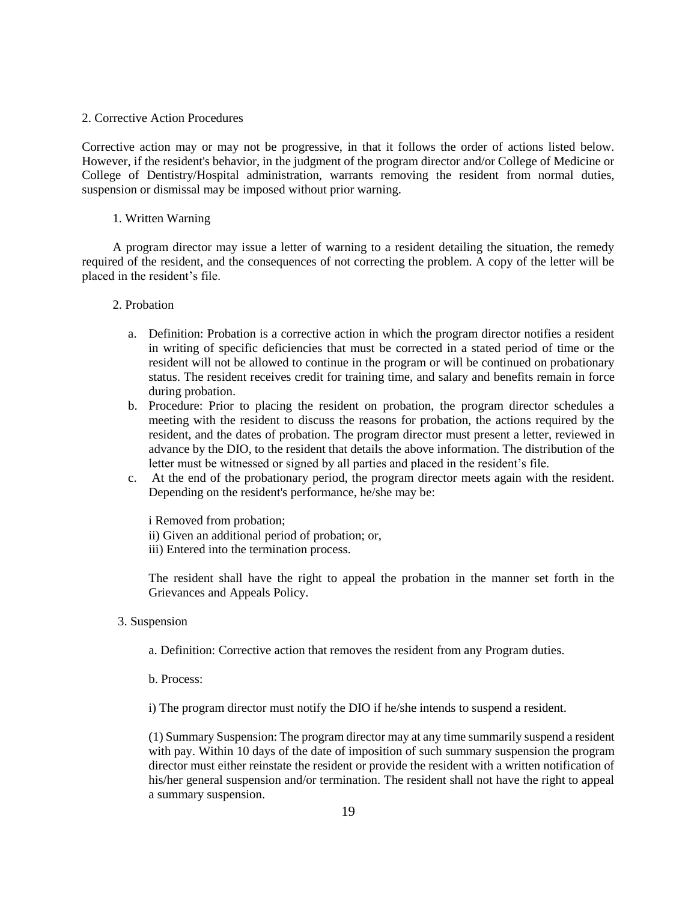## 2. Corrective Action Procedures

Corrective action may or may not be progressive, in that it follows the order of actions listed below. However, if the resident's behavior, in the judgment of the program director and/or College of Medicine or College of Dentistry/Hospital administration, warrants removing the resident from normal duties, suspension or dismissal may be imposed without prior warning.

### 1. Written Warning

A program director may issue a letter of warning to a resident detailing the situation, the remedy required of the resident, and the consequences of not correcting the problem. A copy of the letter will be placed in the resident's file.

### 2. Probation

a. Definition: Probation is a corrective action in which the program director notifies a resident in writing of specific deficiencies that must be corrected in a stated period of time or the resident will not be allowed to continue in the program or will be continued on probationary status. The resident receives credit for training time, and salary and benefits remain in force during probation.

b. Procedure: Prior to placing the resident on probation, the program director schedules a meeting with the resident to discuss the reasons for probation, the actions required by the resident, and the dates of probation. The program director must present a letter, reviewed in advance by the DIO, to the resident that details the above information. The distribution of the letter must be witnessed or signed by all parties and placed in the resident's file.

c. At the end of the probationary period, the program director meets again with the resident. Depending on the resident's performance, he/she may be:

i Removed from probation;
ii) Given an additional period of probation; or,
iii) Entered into the termination process.

The resident shall have the right to appeal the probation in the manner set forth in the Grievances and Appeals Policy.

### 3. Suspension

a. Definition: Corrective action that removes the resident from any Program duties.

b. Process:

i) The program director must notify the DIO if he/she intends to suspend a resident.

(1) Summary Suspension: The program director may at any time summarily suspend a resident with pay. Within 10 days of the date of imposition of such summary suspension the program director must either reinstate the resident or provide the resident with a written notification of his/her general suspension and/or termination. The resident shall not have the right to appeal a summary suspension.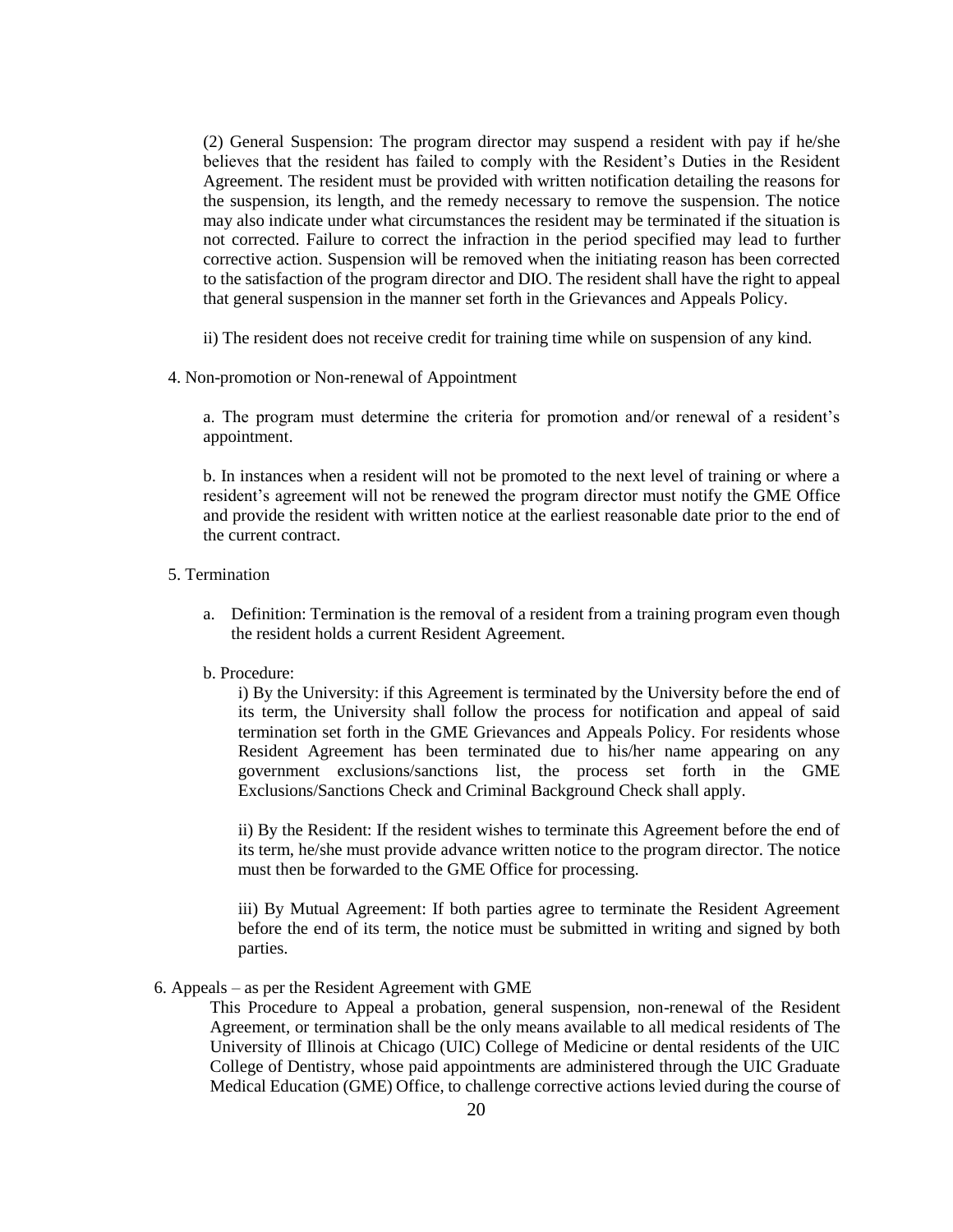(2) General Suspension: The program director may suspend a resident with pay if he/she believes that the resident has failed to comply with the Resident's Duties in the Resident Agreement. The resident must be provided with written notification detailing the reasons for the suspension, its length, and the remedy necessary to remove the suspension. The notice may also indicate under what circumstances the resident may be terminated if the situation is not corrected. Failure to correct the infraction in the period specified may lead to further corrective action. Suspension will be removed when the initiating reason has been corrected to the satisfaction of the program director and DIO. The resident shall have the right to appeal that general suspension in the manner set forth in the Grievances and Appeals Policy.

ii) The resident does not receive credit for training time while on suspension of any kind.

4. Non-promotion or Non-renewal of Appointment

a. The program must determine the criteria for promotion and/or renewal of a resident's appointment.

b. In instances when a resident will not be promoted to the next level of training or where a resident's agreement will not be renewed the program director must notify the GME Office and provide the resident with written notice at the earliest reasonable date prior to the end of the current contract.

5. Termination

a. Definition: Termination is the removal of a resident from a training program even though the resident holds a current Resident Agreement.

b. Procedure:

i) By the University: if this Agreement is terminated by the University before the end of its term, the University shall follow the process for notification and appeal of said termination set forth in the GME Grievances and Appeals Policy. For residents whose Resident Agreement has been terminated due to his/her name appearing on any government exclusions/sanctions list, the process set forth in the GME Exclusions/Sanctions Check and Criminal Background Check shall apply.

ii) By the Resident: If the resident wishes to terminate this Agreement before the end of its term, he/she must provide advance written notice to the program director. The notice must then be forwarded to the GME Office for processing.

iii) By Mutual Agreement: If both parties agree to terminate the Resident Agreement before the end of its term, the notice must be submitted in writing and signed by both parties.

6. Appeals – as per the Resident Agreement with GME

This Procedure to Appeal a probation, general suspension, non-renewal of the Resident Agreement, or termination shall be the only means available to all medical residents of The University of Illinois at Chicago (UIC) College of Medicine or dental residents of the UIC College of Dentistry, whose paid appointments are administered through the UIC Graduate Medical Education (GME) Office, to challenge corrective actions levied during the course of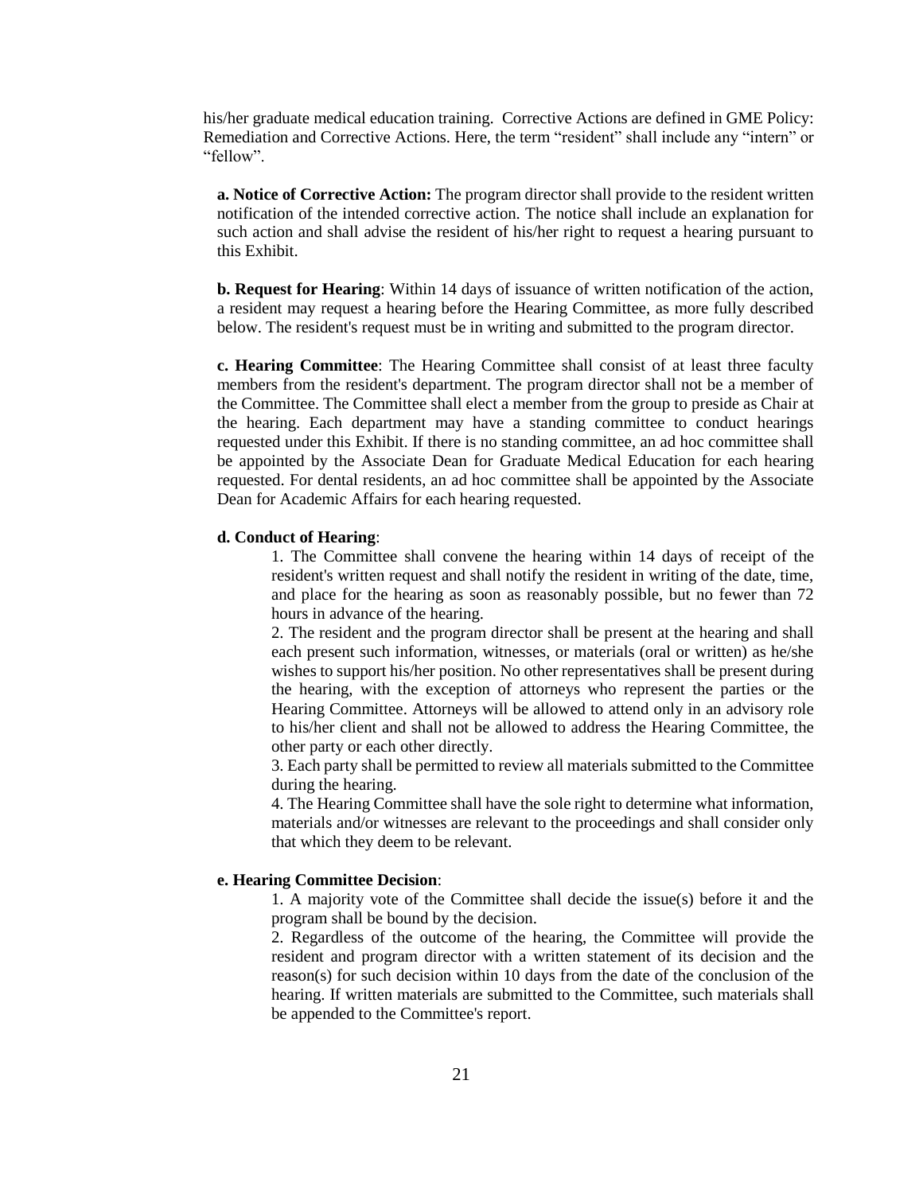his/her graduate medical education training. Corrective Actions are defined in GME Policy: Remediation and Corrective Actions. Here, the term "resident" shall include any "intern" or "fellow".

**a. Notice of Corrective Action:** The program director shall provide to the resident written notification of the intended corrective action. The notice shall include an explanation for such action and shall advise the resident of his/her right to request a hearing pursuant to this Exhibit.

**b. Request for Hearing**: Within 14 days of issuance of written notification of the action, a resident may request a hearing before the Hearing Committee, as more fully described below. The resident's request must be in writing and submitted to the program director.

**c. Hearing Committee**: The Hearing Committee shall consist of at least three faculty members from the resident's department. The program director shall not be a member of the Committee. The Committee shall elect a member from the group to preside as Chair at the hearing. Each department may have a standing committee to conduct hearings requested under this Exhibit. If there is no standing committee, an ad hoc committee shall be appointed by the Associate Dean for Graduate Medical Education for each hearing requested. For dental residents, an ad hoc committee shall be appointed by the Associate Dean for Academic Affairs for each hearing requested.

**d. Conduct of Hearing**:

1. The Committee shall convene the hearing within 14 days of receipt of the resident's written request and shall notify the resident in writing of the date, time, and place for the hearing as soon as reasonably possible, but no fewer than 72 hours in advance of the hearing.
2. The resident and the program director shall be present at the hearing and shall each present such information, witnesses, or materials (oral or written) as he/she wishes to support his/her position. No other representatives shall be present during the hearing, with the exception of attorneys who represent the parties or the Hearing Committee. Attorneys will be allowed to attend only in an advisory role to his/her client and shall not be allowed to address the Hearing Committee, the other party or each other directly.
3. Each party shall be permitted to review all materials submitted to the Committee during the hearing.
4. The Hearing Committee shall have the sole right to determine what information, materials and/or witnesses are relevant to the proceedings and shall consider only that which they deem to be relevant.

**e. Hearing Committee Decision**:

1. A majority vote of the Committee shall decide the issue(s) before it and the program shall be bound by the decision.
2. Regardless of the outcome of the hearing, the Committee will provide the resident and program director with a written statement of its decision and the reason(s) for such decision within 10 days from the date of the conclusion of the hearing. If written materials are submitted to the Committee, such materials shall be appended to the Committee's report.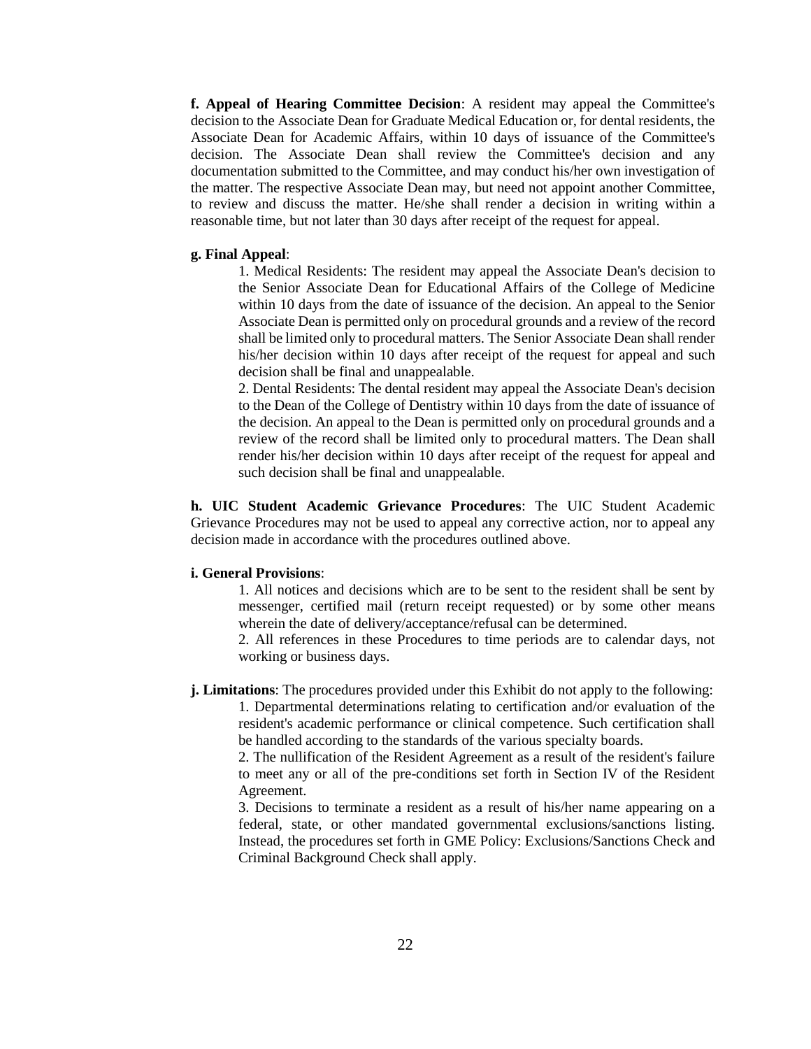**f. Appeal of Hearing Committee Decision**: A resident may appeal the Committee's decision to the Associate Dean for Graduate Medical Education or, for dental residents, the Associate Dean for Academic Affairs, within 10 days of issuance of the Committee's decision. The Associate Dean shall review the Committee's decision and any documentation submitted to the Committee, and may conduct his/her own investigation of the matter. The respective Associate Dean may, but need not appoint another Committee, to review and discuss the matter. He/she shall render a decision in writing within a reasonable time, but not later than 30 days after receipt of the request for appeal.

**g. Final Appeal**:

1. Medical Residents: The resident may appeal the Associate Dean's decision to the Senior Associate Dean for Educational Affairs of the College of Medicine within 10 days from the date of issuance of the decision. An appeal to the Senior Associate Dean is permitted only on procedural grounds and a review of the record shall be limited only to procedural matters. The Senior Associate Dean shall render his/her decision within 10 days after receipt of the request for appeal and such decision shall be final and unappealable.
2. Dental Residents: The dental resident may appeal the Associate Dean's decision to the Dean of the College of Dentistry within 10 days from the date of issuance of the decision. An appeal to the Dean is permitted only on procedural grounds and a review of the record shall be limited only to procedural matters. The Dean shall render his/her decision within 10 days after receipt of the request for appeal and such decision shall be final and unappealable.

**h. UIC Student Academic Grievance Procedures**: The UIC Student Academic Grievance Procedures may not be used to appeal any corrective action, nor to appeal any decision made in accordance with the procedures outlined above.

**i. General Provisions**:

1. All notices and decisions which are to be sent to the resident shall be sent by messenger, certified mail (return receipt requested) or by some other means wherein the date of delivery/acceptance/refusal can be determined.
2. All references in these Procedures to time periods are to calendar days, not working or business days.

**j. Limitations**: The procedures provided under this Exhibit do not apply to the following:

1. Departmental determinations relating to certification and/or evaluation of the resident's academic performance or clinical competence. Such certification shall be handled according to the standards of the various specialty boards.
2. The nullification of the Resident Agreement as a result of the resident's failure to meet any or all of the pre-conditions set forth in Section IV of the Resident Agreement.
3. Decisions to terminate a resident as a result of his/her name appearing on a federal, state, or other mandated governmental exclusions/sanctions listing. Instead, the procedures set forth in GME Policy: Exclusions/Sanctions Check and Criminal Background Check shall apply.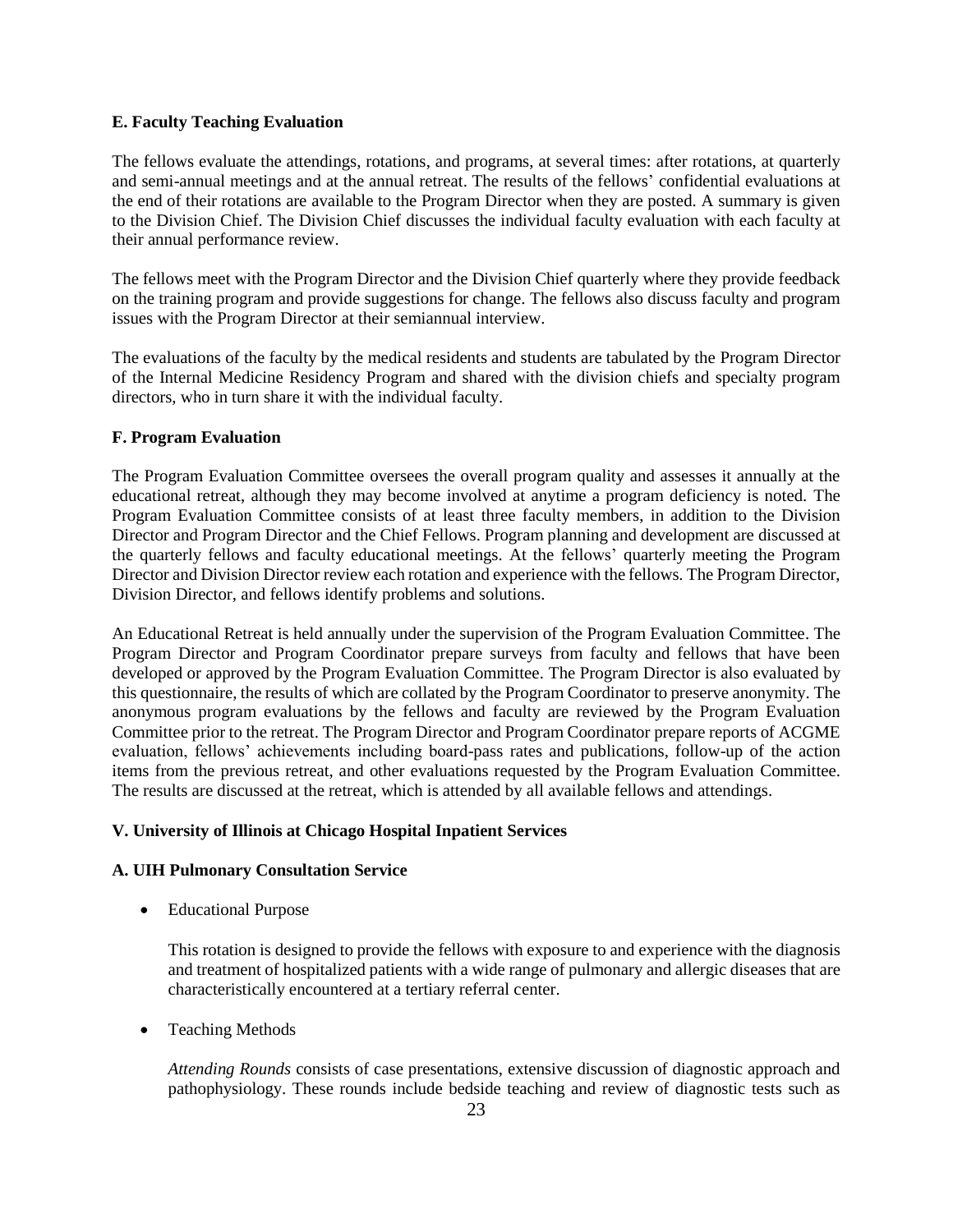### E. Faculty Teaching Evaluation

The fellows evaluate the attendings, rotations, and programs, at several times: after rotations, at quarterly and semi-annual meetings and at the annual retreat. The results of the fellows' confidential evaluations at the end of their rotations are available to the Program Director when they are posted. A summary is given to the Division Chief. The Division Chief discusses the individual faculty evaluation with each faculty at their annual performance review.

The fellows meet with the Program Director and the Division Chief quarterly where they provide feedback on the training program and provide suggestions for change. The fellows also discuss faculty and program issues with the Program Director at their semiannual interview.

The evaluations of the faculty by the medical residents and students are tabulated by the Program Director of the Internal Medicine Residency Program and shared with the division chiefs and specialty program directors, who in turn share it with the individual faculty.

### F. Program Evaluation

The Program Evaluation Committee oversees the overall program quality and assesses it annually at the educational retreat, although they may become involved at anytime a program deficiency is noted. The Program Evaluation Committee consists of at least three faculty members, in addition to the Division Director and Program Director and the Chief Fellows. Program planning and development are discussed at the quarterly fellows and faculty educational meetings. At the fellows' quarterly meeting the Program Director and Division Director review each rotation and experience with the fellows. The Program Director, Division Director, and fellows identify problems and solutions.

An Educational Retreat is held annually under the supervision of the Program Evaluation Committee. The Program Director and Program Coordinator prepare surveys from faculty and fellows that have been developed or approved by the Program Evaluation Committee. The Program Director is also evaluated by this questionnaire, the results of which are collated by the Program Coordinator to preserve anonymity. The anonymous program evaluations by the fellows and faculty are reviewed by the Program Evaluation Committee prior to the retreat. The Program Director and Program Coordinator prepare reports of ACGME evaluation, fellows' achievements including board-pass rates and publications, follow-up of the action items from the previous retreat, and other evaluations requested by the Program Evaluation Committee. The results are discussed at the retreat, which is attended by all available fellows and attendings.

## V. University of Illinois at Chicago Hospital Inpatient Services

### A. UIH Pulmonary Consultation Service

- Educational Purpose

  This rotation is designed to provide the fellows with exposure to and experience with the diagnosis and treatment of hospitalized patients with a wide range of pulmonary and allergic diseases that are characteristically encountered at a tertiary referral center.

- Teaching Methods

  *Attending Rounds* consists of case presentations, extensive discussion of diagnostic approach and pathophysiology. These rounds include bedside teaching and review of diagnostic tests such as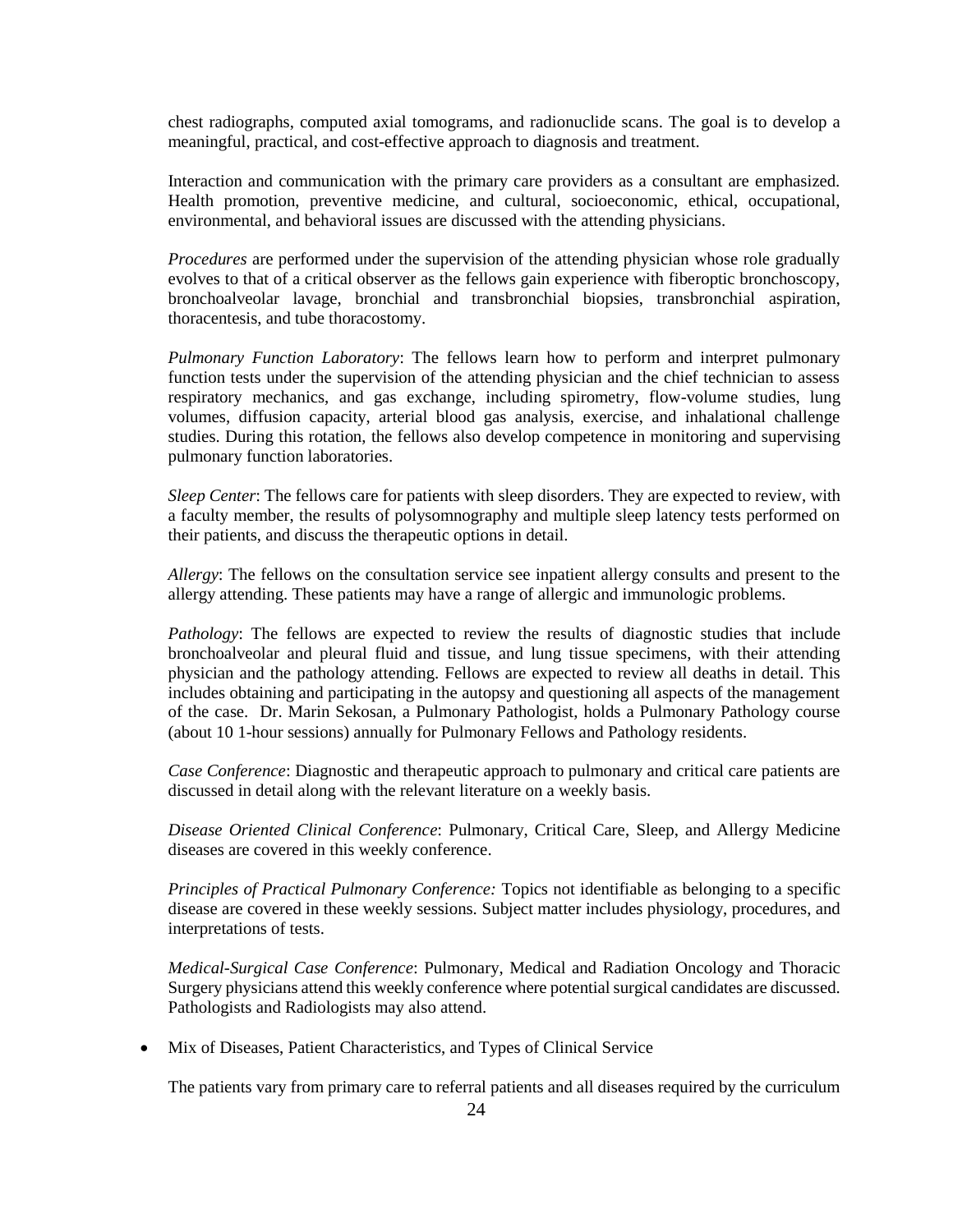chest radiographs, computed axial tomograms, and radionuclide scans. The goal is to develop a meaningful, practical, and cost-effective approach to diagnosis and treatment.

Interaction and communication with the primary care providers as a consultant are emphasized. Health promotion, preventive medicine, and cultural, socioeconomic, ethical, occupational, environmental, and behavioral issues are discussed with the attending physicians.

*Procedures* are performed under the supervision of the attending physician whose role gradually evolves to that of a critical observer as the fellows gain experience with fiberoptic bronchoscopy, bronchoalveolar lavage, bronchial and transbronchial biopsies, transbronchial aspiration, thoracentesis, and tube thoracostomy.

*Pulmonary Function Laboratory*: The fellows learn how to perform and interpret pulmonary function tests under the supervision of the attending physician and the chief technician to assess respiratory mechanics, and gas exchange, including spirometry, flow-volume studies, lung volumes, diffusion capacity, arterial blood gas analysis, exercise, and inhalational challenge studies. During this rotation, the fellows also develop competence in monitoring and supervising pulmonary function laboratories.

*Sleep Center*: The fellows care for patients with sleep disorders. They are expected to review, with a faculty member, the results of polysomnography and multiple sleep latency tests performed on their patients, and discuss the therapeutic options in detail.

*Allergy*: The fellows on the consultation service see inpatient allergy consults and present to the allergy attending. These patients may have a range of allergic and immunologic problems.

*Pathology*: The fellows are expected to review the results of diagnostic studies that include bronchoalveolar and pleural fluid and tissue, and lung tissue specimens, with their attending physician and the pathology attending. Fellows are expected to review all deaths in detail. This includes obtaining and participating in the autopsy and questioning all aspects of the management of the case. Dr. Marin Sekosan, a Pulmonary Pathologist, holds a Pulmonary Pathology course (about 10 1-hour sessions) annually for Pulmonary Fellows and Pathology residents.

*Case Conference*: Diagnostic and therapeutic approach to pulmonary and critical care patients are discussed in detail along with the relevant literature on a weekly basis.

*Disease Oriented Clinical Conference*: Pulmonary, Critical Care, Sleep, and Allergy Medicine diseases are covered in this weekly conference.

*Principles of Practical Pulmonary Conference:* Topics not identifiable as belonging to a specific disease are covered in these weekly sessions. Subject matter includes physiology, procedures, and interpretations of tests.

*Medical-Surgical Case Conference*: Pulmonary, Medical and Radiation Oncology and Thoracic Surgery physicians attend this weekly conference where potential surgical candidates are discussed. Pathologists and Radiologists may also attend.

- Mix of Diseases, Patient Characteristics, and Types of Clinical Service

The patients vary from primary care to referral patients and all diseases required by the curriculum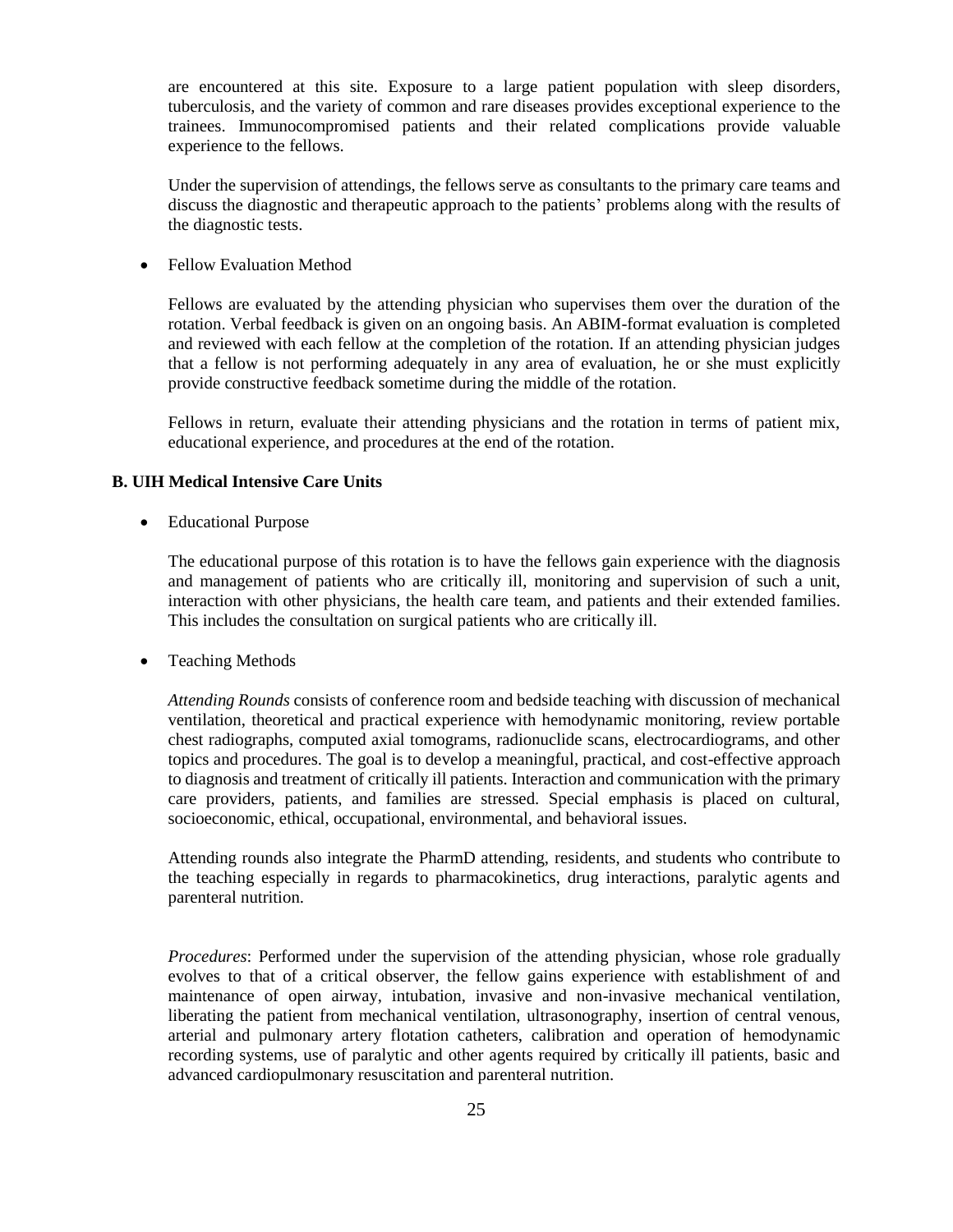are encountered at this site. Exposure to a large patient population with sleep disorders, tuberculosis, and the variety of common and rare diseases provides exceptional experience to the trainees. Immunocompromised patients and their related complications provide valuable experience to the fellows.

Under the supervision of attendings, the fellows serve as consultants to the primary care teams and discuss the diagnostic and therapeutic approach to the patients' problems along with the results of the diagnostic tests.

- Fellow Evaluation Method

Fellows are evaluated by the attending physician who supervises them over the duration of the rotation. Verbal feedback is given on an ongoing basis. An ABIM-format evaluation is completed and reviewed with each fellow at the completion of the rotation. If an attending physician judges that a fellow is not performing adequately in any area of evaluation, he or she must explicitly provide constructive feedback sometime during the middle of the rotation.

Fellows in return, evaluate their attending physicians and the rotation in terms of patient mix, educational experience, and procedures at the end of the rotation.

**B. UIH Medical Intensive Care Units**

- Educational Purpose

The educational purpose of this rotation is to have the fellows gain experience with the diagnosis and management of patients who are critically ill, monitoring and supervision of such a unit, interaction with other physicians, the health care team, and patients and their extended families. This includes the consultation on surgical patients who are critically ill.

- Teaching Methods

*Attending Rounds* consists of conference room and bedside teaching with discussion of mechanical ventilation, theoretical and practical experience with hemodynamic monitoring, review portable chest radiographs, computed axial tomograms, radionuclide scans, electrocardiograms, and other topics and procedures. The goal is to develop a meaningful, practical, and cost-effective approach to diagnosis and treatment of critically ill patients. Interaction and communication with the primary care providers, patients, and families are stressed. Special emphasis is placed on cultural, socioeconomic, ethical, occupational, environmental, and behavioral issues.

Attending rounds also integrate the PharmD attending, residents, and students who contribute to the teaching especially in regards to pharmacokinetics, drug interactions, paralytic agents and parenteral nutrition.

*Procedures*: Performed under the supervision of the attending physician, whose role gradually evolves to that of a critical observer, the fellow gains experience with establishment of and maintenance of open airway, intubation, invasive and non-invasive mechanical ventilation, liberating the patient from mechanical ventilation, ultrasonography, insertion of central venous, arterial and pulmonary artery flotation catheters, calibration and operation of hemodynamic recording systems, use of paralytic and other agents required by critically ill patients, basic and advanced cardiopulmonary resuscitation and parenteral nutrition.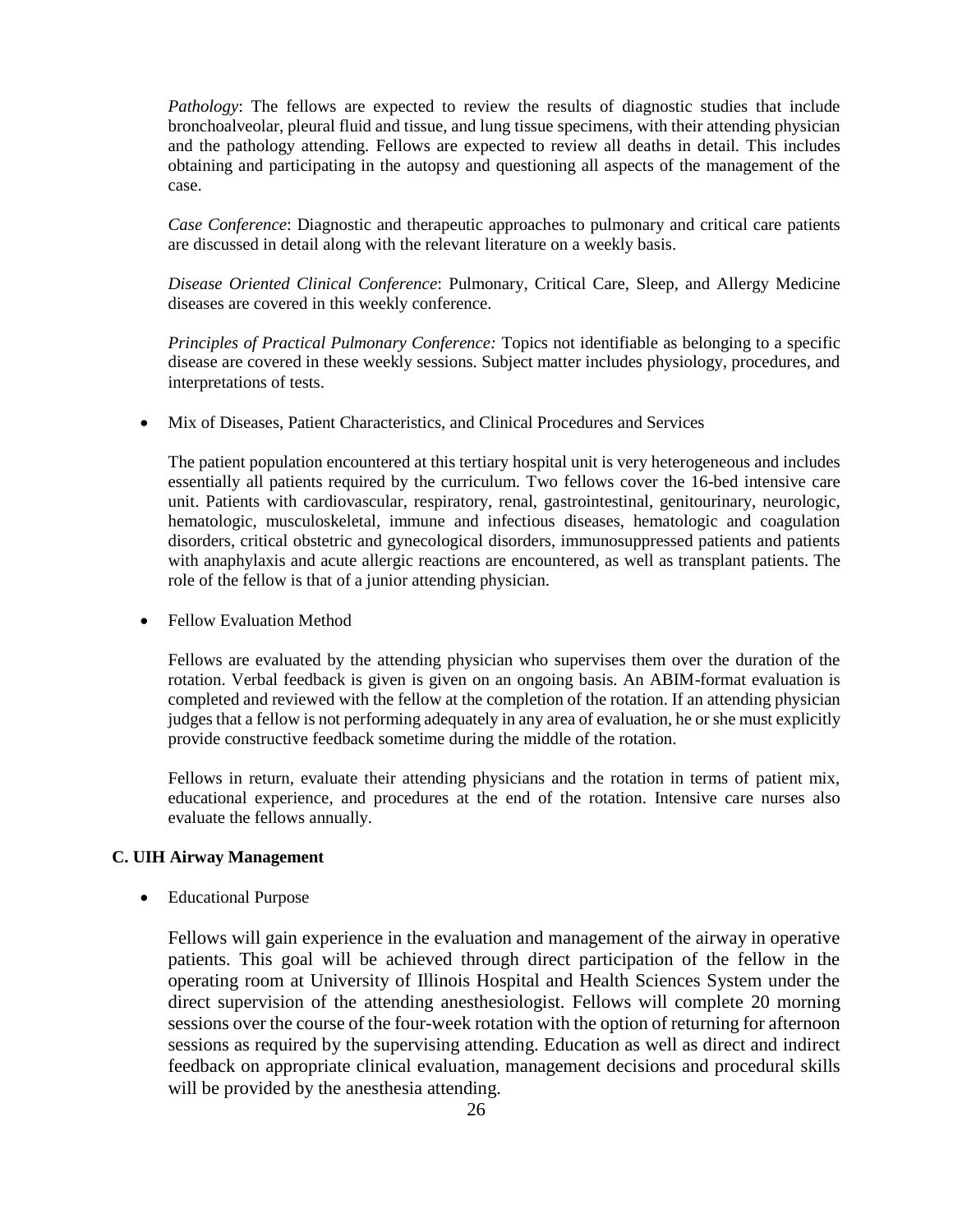*Pathology*: The fellows are expected to review the results of diagnostic studies that include bronchoalveolar, pleural fluid and tissue, and lung tissue specimens, with their attending physician and the pathology attending. Fellows are expected to review all deaths in detail. This includes obtaining and participating in the autopsy and questioning all aspects of the management of the case.

*Case Conference*: Diagnostic and therapeutic approaches to pulmonary and critical care patients are discussed in detail along with the relevant literature on a weekly basis.

*Disease Oriented Clinical Conference*: Pulmonary, Critical Care, Sleep, and Allergy Medicine diseases are covered in this weekly conference.

*Principles of Practical Pulmonary Conference:* Topics not identifiable as belonging to a specific disease are covered in these weekly sessions. Subject matter includes physiology, procedures, and interpretations of tests.

- Mix of Diseases, Patient Characteristics, and Clinical Procedures and Services

  The patient population encountered at this tertiary hospital unit is very heterogeneous and includes essentially all patients required by the curriculum. Two fellows cover the 16-bed intensive care unit. Patients with cardiovascular, respiratory, renal, gastrointestinal, genitourinary, neurologic, hematologic, musculoskeletal, immune and infectious diseases, hematologic and coagulation disorders, critical obstetric and gynecological disorders, immunosuppressed patients and patients with anaphylaxis and acute allergic reactions are encountered, as well as transplant patients. The role of the fellow is that of a junior attending physician.

- Fellow Evaluation Method

  Fellows are evaluated by the attending physician who supervises them over the duration of the rotation. Verbal feedback is given is given on an ongoing basis. An ABIM-format evaluation is completed and reviewed with the fellow at the completion of the rotation. If an attending physician judges that a fellow is not performing adequately in any area of evaluation, he or she must explicitly provide constructive feedback sometime during the middle of the rotation.

  Fellows in return, evaluate their attending physicians and the rotation in terms of patient mix, educational experience, and procedures at the end of the rotation. Intensive care nurses also evaluate the fellows annually.

**C. UIH Airway Management**

- Educational Purpose

  Fellows will gain experience in the evaluation and management of the airway in operative patients. This goal will be achieved through direct participation of the fellow in the operating room at University of Illinois Hospital and Health Sciences System under the direct supervision of the attending anesthesiologist. Fellows will complete 20 morning sessions over the course of the four-week rotation with the option of returning for afternoon sessions as required by the supervising attending. Education as well as direct and indirect feedback on appropriate clinical evaluation, management decisions and procedural skills will be provided by the anesthesia attending.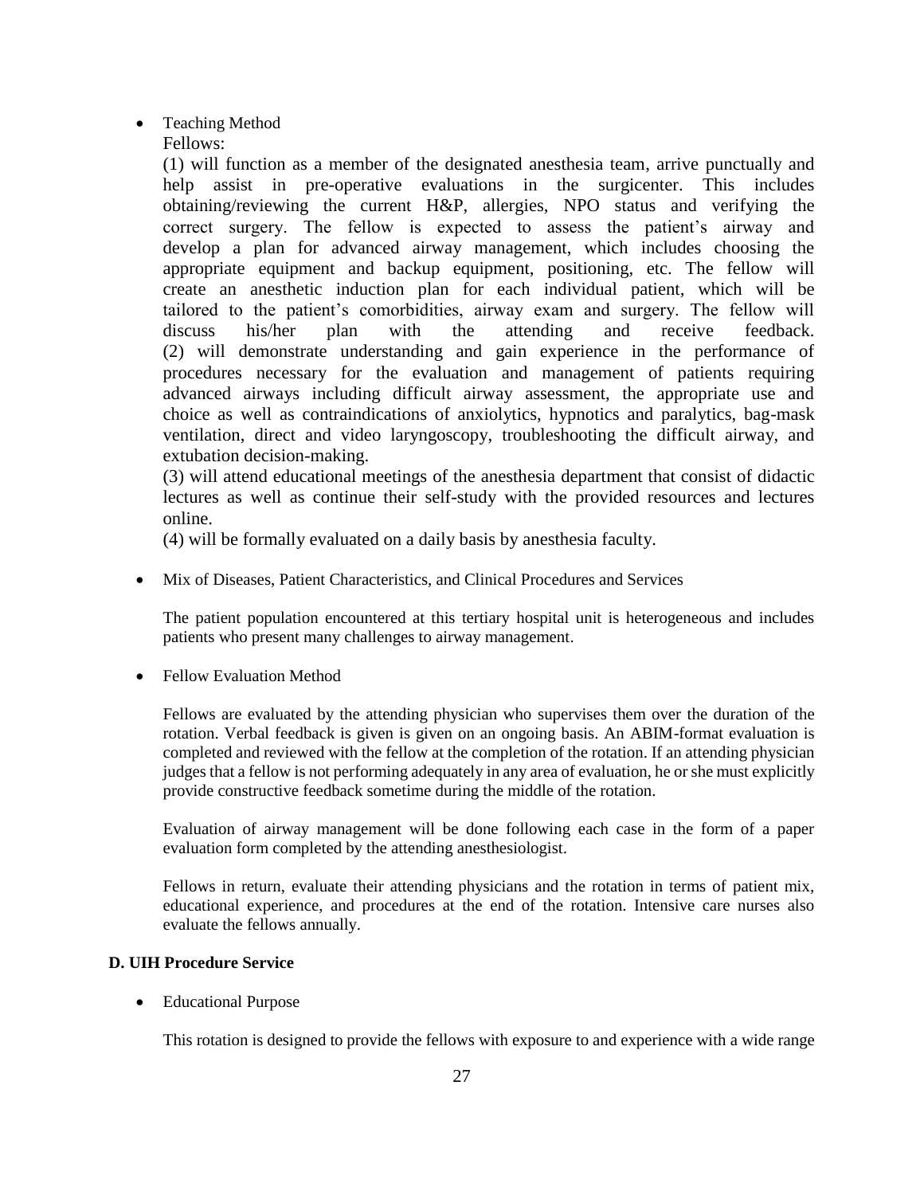- Teaching Method

  Fellows:

  (1) will function as a member of the designated anesthesia team, arrive punctually and help assist in pre-operative evaluations in the surgicenter. This includes obtaining/reviewing the current H&P, allergies, NPO status and verifying the correct surgery. The fellow is expected to assess the patient's airway and develop a plan for advanced airway management, which includes choosing the appropriate equipment and backup equipment, positioning, etc. The fellow will create an anesthetic induction plan for each individual patient, which will be tailored to the patient's comorbidities, airway exam and surgery. The fellow will discuss his/her plan with the attending and receive feedback.

  (2) will demonstrate understanding and gain experience in the performance of procedures necessary for the evaluation and management of patients requiring advanced airways including difficult airway assessment, the appropriate use and choice as well as contraindications of anxiolytics, hypnotics and paralytics, bag-mask ventilation, direct and video laryngoscopy, troubleshooting the difficult airway, and extubation decision-making.

  (3) will attend educational meetings of the anesthesia department that consist of didactic lectures as well as continue their self-study with the provided resources and lectures online.

  (4) will be formally evaluated on a daily basis by anesthesia faculty.

- Mix of Diseases, Patient Characteristics, and Clinical Procedures and Services

  The patient population encountered at this tertiary hospital unit is heterogeneous and includes patients who present many challenges to airway management.

- Fellow Evaluation Method

  Fellows are evaluated by the attending physician who supervises them over the duration of the rotation. Verbal feedback is given is given on an ongoing basis. An ABIM-format evaluation is completed and reviewed with the fellow at the completion of the rotation. If an attending physician judges that a fellow is not performing adequately in any area of evaluation, he or she must explicitly provide constructive feedback sometime during the middle of the rotation.

  Evaluation of airway management will be done following each case in the form of a paper evaluation form completed by the attending anesthesiologist.

  Fellows in return, evaluate their attending physicians and the rotation in terms of patient mix, educational experience, and procedures at the end of the rotation. Intensive care nurses also evaluate the fellows annually.

**D. UIH Procedure Service**

- Educational Purpose

  This rotation is designed to provide the fellows with exposure to and experience with a wide range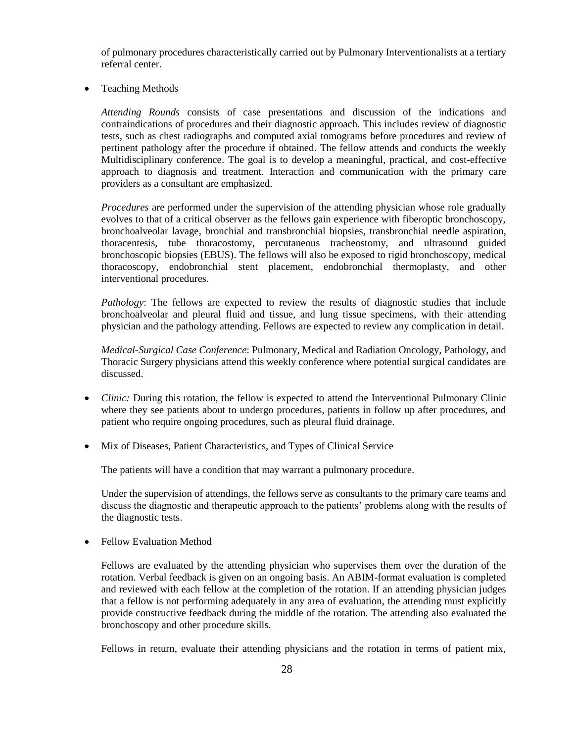of pulmonary procedures characteristically carried out by Pulmonary Interventionalists at a tertiary referral center.

- Teaching Methods

  *Attending Rounds* consists of case presentations and discussion of the indications and contraindications of procedures and their diagnostic approach. This includes review of diagnostic tests, such as chest radiographs and computed axial tomograms before procedures and review of pertinent pathology after the procedure if obtained. The fellow attends and conducts the weekly Multidisciplinary conference. The goal is to develop a meaningful, practical, and cost-effective approach to diagnosis and treatment. Interaction and communication with the primary care providers as a consultant are emphasized.

  *Procedures* are performed under the supervision of the attending physician whose role gradually evolves to that of a critical observer as the fellows gain experience with fiberoptic bronchoscopy, bronchoalveolar lavage, bronchial and transbronchial biopsies, transbronchial needle aspiration, thoracentesis, tube thoracostomy, percutaneous tracheostomy, and ultrasound guided bronchoscopic biopsies (EBUS). The fellows will also be exposed to rigid bronchoscopy, medical thoracoscopy, endobronchial stent placement, endobronchial thermoplasty, and other interventional procedures.

  *Pathology*: The fellows are expected to review the results of diagnostic studies that include bronchoalveolar and pleural fluid and tissue, and lung tissue specimens, with their attending physician and the pathology attending. Fellows are expected to review any complication in detail.

  *Medical-Surgical Case Conference*: Pulmonary, Medical and Radiation Oncology, Pathology, and Thoracic Surgery physicians attend this weekly conference where potential surgical candidates are discussed.

- *Clinic:* During this rotation, the fellow is expected to attend the Interventional Pulmonary Clinic where they see patients about to undergo procedures, patients in follow up after procedures, and patient who require ongoing procedures, such as pleural fluid drainage.

- Mix of Diseases, Patient Characteristics, and Types of Clinical Service

  The patients will have a condition that may warrant a pulmonary procedure.

  Under the supervision of attendings, the fellows serve as consultants to the primary care teams and discuss the diagnostic and therapeutic approach to the patients' problems along with the results of the diagnostic tests.

- Fellow Evaluation Method

  Fellows are evaluated by the attending physician who supervises them over the duration of the rotation. Verbal feedback is given on an ongoing basis. An ABIM-format evaluation is completed and reviewed with each fellow at the completion of the rotation. If an attending physician judges that a fellow is not performing adequately in any area of evaluation, the attending must explicitly provide constructive feedback during the middle of the rotation. The attending also evaluated the bronchoscopy and other procedure skills.

  Fellows in return, evaluate their attending physicians and the rotation in terms of patient mix,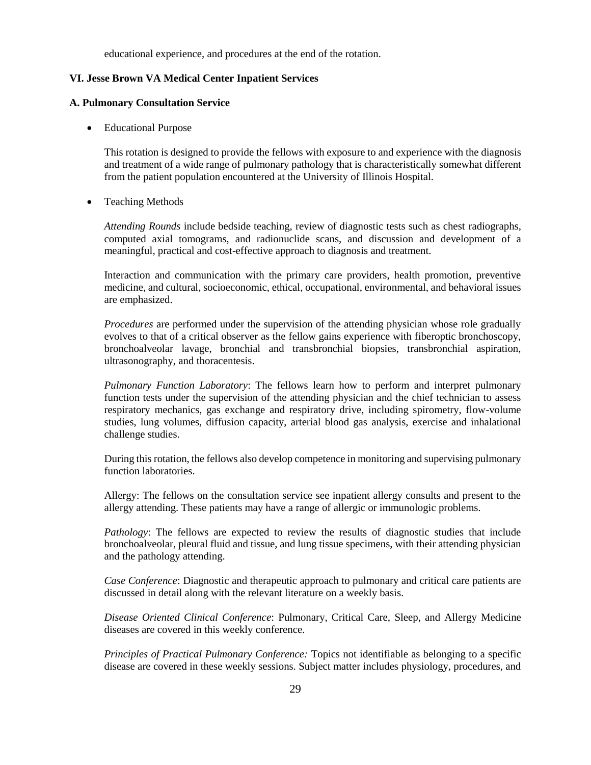educational experience, and procedures at the end of the rotation.

### VI. Jesse Brown VA Medical Center Inpatient Services

#### A. Pulmonary Consultation Service

- Educational Purpose

  This rotation is designed to provide the fellows with exposure to and experience with the diagnosis and treatment of a wide range of pulmonary pathology that is characteristically somewhat different from the patient population encountered at the University of Illinois Hospital.

- Teaching Methods

  *Attending Rounds* include bedside teaching, review of diagnostic tests such as chest radiographs, computed axial tomograms, and radionuclide scans, and discussion and development of a meaningful, practical and cost-effective approach to diagnosis and treatment.

  Interaction and communication with the primary care providers, health promotion, preventive medicine, and cultural, socioeconomic, ethical, occupational, environmental, and behavioral issues are emphasized.

  *Procedures* are performed under the supervision of the attending physician whose role gradually evolves to that of a critical observer as the fellow gains experience with fiberoptic bronchoscopy, bronchoalveolar lavage, bronchial and transbronchial biopsies, transbronchial aspiration, ultrasonography, and thoracentesis.

  *Pulmonary Function Laboratory*: The fellows learn how to perform and interpret pulmonary function tests under the supervision of the attending physician and the chief technician to assess respiratory mechanics, gas exchange and respiratory drive, including spirometry, flow-volume studies, lung volumes, diffusion capacity, arterial blood gas analysis, exercise and inhalational challenge studies.

  During this rotation, the fellows also develop competence in monitoring and supervising pulmonary function laboratories.

  Allergy: The fellows on the consultation service see inpatient allergy consults and present to the allergy attending. These patients may have a range of allergic or immunologic problems.

  *Pathology*: The fellows are expected to review the results of diagnostic studies that include bronchoalveolar, pleural fluid and tissue, and lung tissue specimens, with their attending physician and the pathology attending.

  *Case Conference*: Diagnostic and therapeutic approach to pulmonary and critical care patients are discussed in detail along with the relevant literature on a weekly basis.

  *Disease Oriented Clinical Conference*: Pulmonary, Critical Care, Sleep, and Allergy Medicine diseases are covered in this weekly conference.

  *Principles of Practical Pulmonary Conference:* Topics not identifiable as belonging to a specific disease are covered in these weekly sessions. Subject matter includes physiology, procedures, and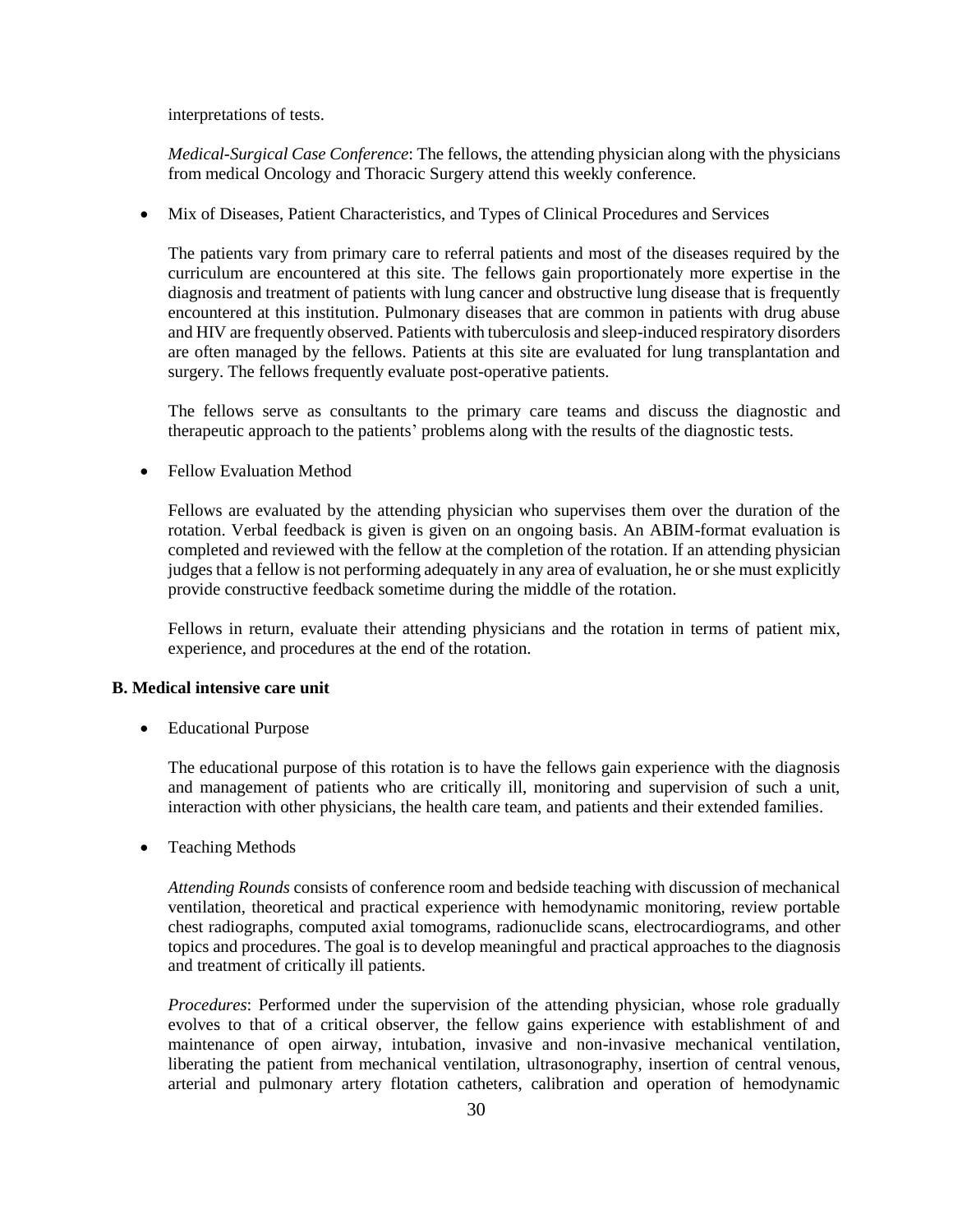interpretations of tests.

*Medical-Surgical Case Conference*: The fellows, the attending physician along with the physicians from medical Oncology and Thoracic Surgery attend this weekly conference.

- Mix of Diseases, Patient Characteristics, and Types of Clinical Procedures and Services

  The patients vary from primary care to referral patients and most of the diseases required by the curriculum are encountered at this site. The fellows gain proportionately more expertise in the diagnosis and treatment of patients with lung cancer and obstructive lung disease that is frequently encountered at this institution. Pulmonary diseases that are common in patients with drug abuse and HIV are frequently observed. Patients with tuberculosis and sleep-induced respiratory disorders are often managed by the fellows. Patients at this site are evaluated for lung transplantation and surgery. The fellows frequently evaluate post-operative patients.

  The fellows serve as consultants to the primary care teams and discuss the diagnostic and therapeutic approach to the patients' problems along with the results of the diagnostic tests.

- Fellow Evaluation Method

  Fellows are evaluated by the attending physician who supervises them over the duration of the rotation. Verbal feedback is given is given on an ongoing basis. An ABIM-format evaluation is completed and reviewed with the fellow at the completion of the rotation. If an attending physician judges that a fellow is not performing adequately in any area of evaluation, he or she must explicitly provide constructive feedback sometime during the middle of the rotation.

  Fellows in return, evaluate their attending physicians and the rotation in terms of patient mix, experience, and procedures at the end of the rotation.

**B. Medical intensive care unit**

- Educational Purpose

  The educational purpose of this rotation is to have the fellows gain experience with the diagnosis and management of patients who are critically ill, monitoring and supervision of such a unit, interaction with other physicians, the health care team, and patients and their extended families.

- Teaching Methods

  *Attending Rounds* consists of conference room and bedside teaching with discussion of mechanical ventilation, theoretical and practical experience with hemodynamic monitoring, review portable chest radiographs, computed axial tomograms, radionuclide scans, electrocardiograms, and other topics and procedures. The goal is to develop meaningful and practical approaches to the diagnosis and treatment of critically ill patients.

  *Procedures*: Performed under the supervision of the attending physician, whose role gradually evolves to that of a critical observer, the fellow gains experience with establishment of and maintenance of open airway, intubation, invasive and non-invasive mechanical ventilation, liberating the patient from mechanical ventilation, ultrasonography, insertion of central venous, arterial and pulmonary artery flotation catheters, calibration and operation of hemodynamic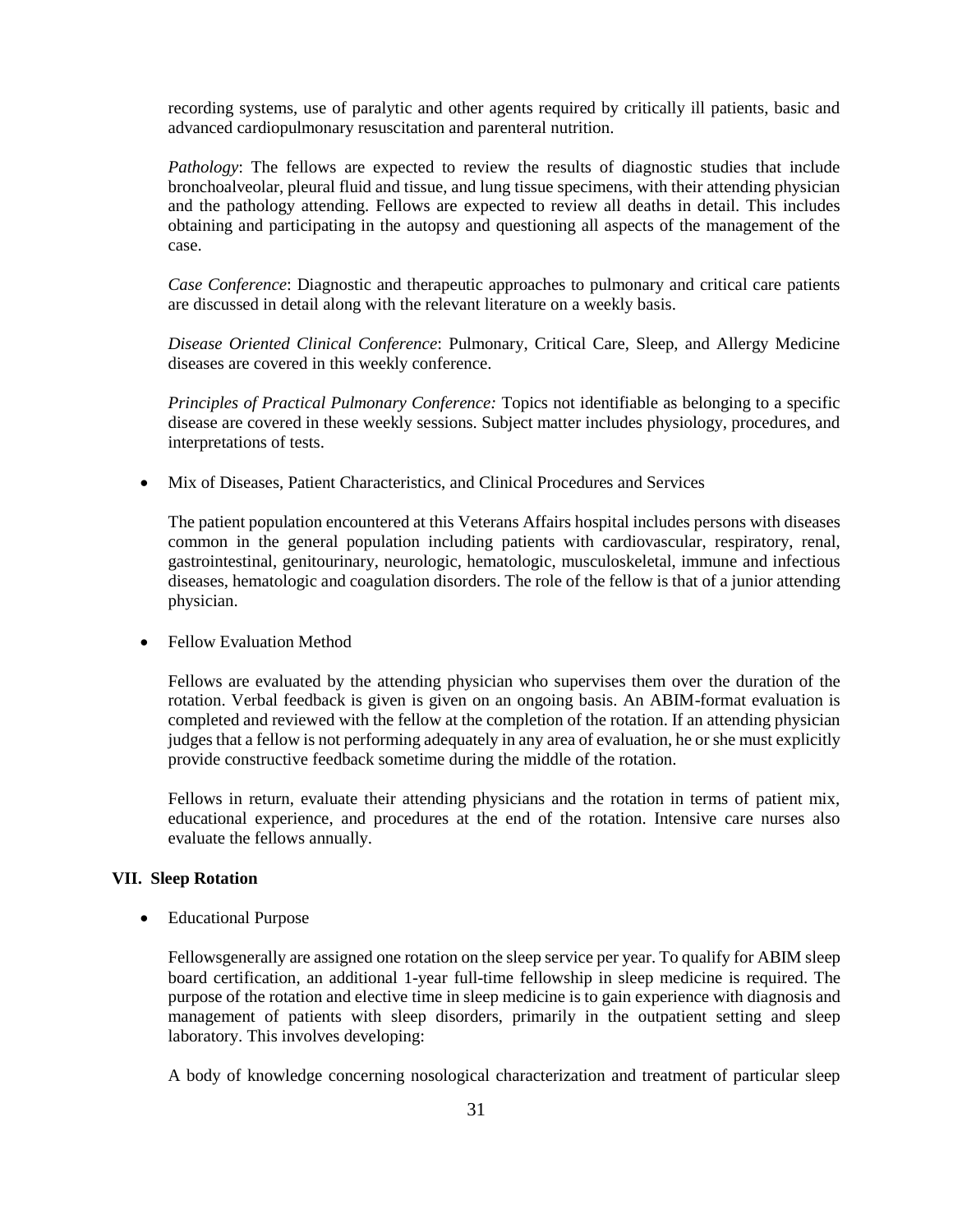recording systems, use of paralytic and other agents required by critically ill patients, basic and advanced cardiopulmonary resuscitation and parenteral nutrition.

*Pathology*: The fellows are expected to review the results of diagnostic studies that include bronchoalveolar, pleural fluid and tissue, and lung tissue specimens, with their attending physician and the pathology attending. Fellows are expected to review all deaths in detail. This includes obtaining and participating in the autopsy and questioning all aspects of the management of the case.

*Case Conference*: Diagnostic and therapeutic approaches to pulmonary and critical care patients are discussed in detail along with the relevant literature on a weekly basis.

*Disease Oriented Clinical Conference*: Pulmonary, Critical Care, Sleep, and Allergy Medicine diseases are covered in this weekly conference.

*Principles of Practical Pulmonary Conference:* Topics not identifiable as belonging to a specific disease are covered in these weekly sessions. Subject matter includes physiology, procedures, and interpretations of tests.

- Mix of Diseases, Patient Characteristics, and Clinical Procedures and Services

The patient population encountered at this Veterans Affairs hospital includes persons with diseases common in the general population including patients with cardiovascular, respiratory, renal, gastrointestinal, genitourinary, neurologic, hematologic, musculoskeletal, immune and infectious diseases, hematologic and coagulation disorders. The role of the fellow is that of a junior attending physician.

- Fellow Evaluation Method

Fellows are evaluated by the attending physician who supervises them over the duration of the rotation. Verbal feedback is given is given on an ongoing basis. An ABIM-format evaluation is completed and reviewed with the fellow at the completion of the rotation. If an attending physician judges that a fellow is not performing adequately in any area of evaluation, he or she must explicitly provide constructive feedback sometime during the middle of the rotation.

Fellows in return, evaluate their attending physicians and the rotation in terms of patient mix, educational experience, and procedures at the end of the rotation. Intensive care nurses also evaluate the fellows annually.

### VII. Sleep Rotation

- Educational Purpose

Fellowsgenerally are assigned one rotation on the sleep service per year. To qualify for ABIM sleep board certification, an additional 1-year full-time fellowship in sleep medicine is required. The purpose of the rotation and elective time in sleep medicine is to gain experience with diagnosis and management of patients with sleep disorders, primarily in the outpatient setting and sleep laboratory. This involves developing:

A body of knowledge concerning nosological characterization and treatment of particular sleep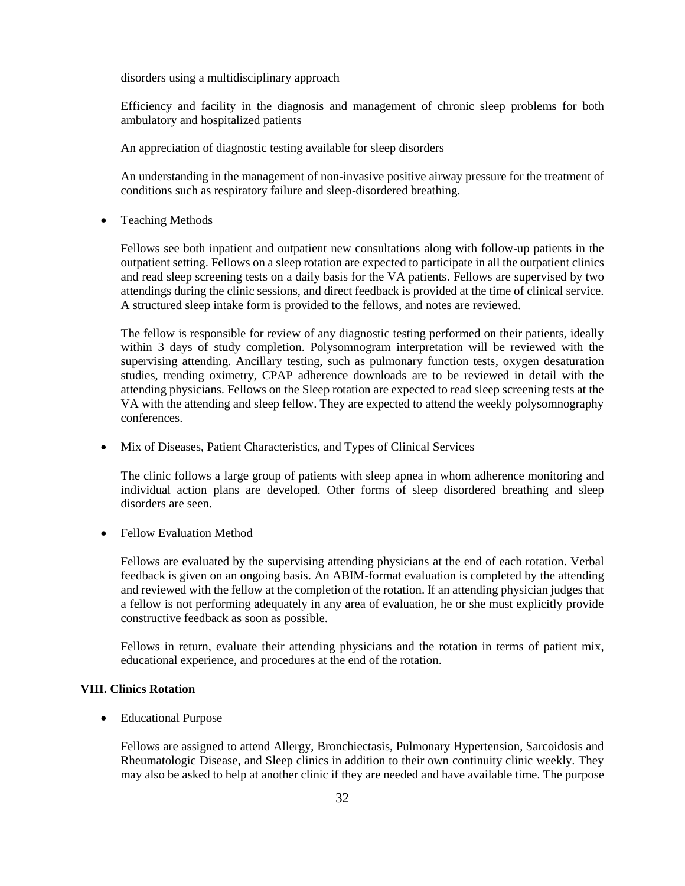disorders using a multidisciplinary approach

Efficiency and facility in the diagnosis and management of chronic sleep problems for both ambulatory and hospitalized patients

An appreciation of diagnostic testing available for sleep disorders

An understanding in the management of non-invasive positive airway pressure for the treatment of conditions such as respiratory failure and sleep-disordered breathing.

- Teaching Methods

  Fellows see both inpatient and outpatient new consultations along with follow-up patients in the outpatient setting. Fellows on a sleep rotation are expected to participate in all the outpatient clinics and read sleep screening tests on a daily basis for the VA patients. Fellows are supervised by two attendings during the clinic sessions, and direct feedback is provided at the time of clinical service. A structured sleep intake form is provided to the fellows, and notes are reviewed.

  The fellow is responsible for review of any diagnostic testing performed on their patients, ideally within 3 days of study completion. Polysomnogram interpretation will be reviewed with the supervising attending. Ancillary testing, such as pulmonary function tests, oxygen desaturation studies, trending oximetry, CPAP adherence downloads are to be reviewed in detail with the attending physicians. Fellows on the Sleep rotation are expected to read sleep screening tests at the VA with the attending and sleep fellow. They are expected to attend the weekly polysomnography conferences.

- Mix of Diseases, Patient Characteristics, and Types of Clinical Services

  The clinic follows a large group of patients with sleep apnea in whom adherence monitoring and individual action plans are developed. Other forms of sleep disordered breathing and sleep disorders are seen.

- Fellow Evaluation Method

  Fellows are evaluated by the supervising attending physicians at the end of each rotation. Verbal feedback is given on an ongoing basis. An ABIM-format evaluation is completed by the attending and reviewed with the fellow at the completion of the rotation. If an attending physician judges that a fellow is not performing adequately in any area of evaluation, he or she must explicitly provide constructive feedback as soon as possible.

  Fellows in return, evaluate their attending physicians and the rotation in terms of patient mix, educational experience, and procedures at the end of the rotation.

### VIII. Clinics Rotation

- Educational Purpose

  Fellows are assigned to attend Allergy, Bronchiectasis, Pulmonary Hypertension, Sarcoidosis and Rheumatologic Disease, and Sleep clinics in addition to their own continuity clinic weekly. They may also be asked to help at another clinic if they are needed and have available time. The purpose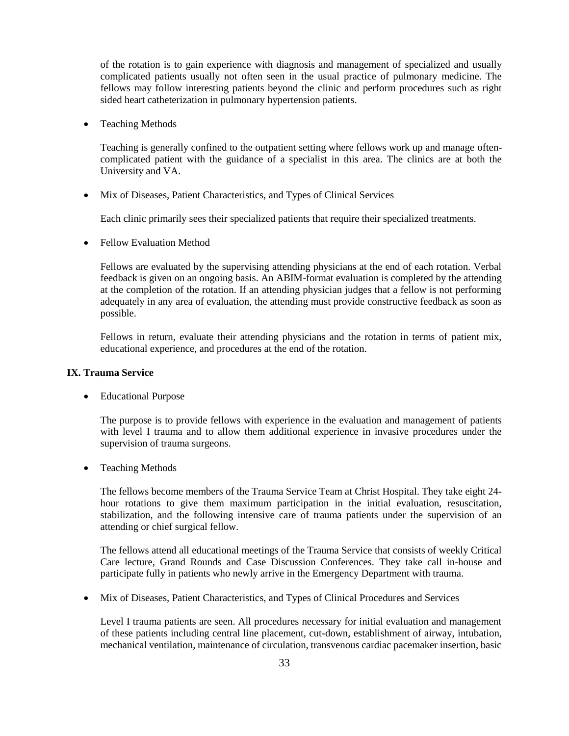of the rotation is to gain experience with diagnosis and management of specialized and usually complicated patients usually not often seen in the usual practice of pulmonary medicine. The fellows may follow interesting patients beyond the clinic and perform procedures such as right sided heart catheterization in pulmonary hypertension patients.

- Teaching Methods

  Teaching is generally confined to the outpatient setting where fellows work up and manage often-complicated patient with the guidance of a specialist in this area. The clinics are at both the University and VA.

- Mix of Diseases, Patient Characteristics, and Types of Clinical Services

  Each clinic primarily sees their specialized patients that require their specialized treatments.

- Fellow Evaluation Method

  Fellows are evaluated by the supervising attending physicians at the end of each rotation. Verbal feedback is given on an ongoing basis. An ABIM-format evaluation is completed by the attending at the completion of the rotation. If an attending physician judges that a fellow is not performing adequately in any area of evaluation, the attending must provide constructive feedback as soon as possible.

  Fellows in return, evaluate their attending physicians and the rotation in terms of patient mix, educational experience, and procedures at the end of the rotation.

**IX. Trauma Service**

- Educational Purpose

  The purpose is to provide fellows with experience in the evaluation and management of patients with level I trauma and to allow them additional experience in invasive procedures under the supervision of trauma surgeons.

- Teaching Methods

  The fellows become members of the Trauma Service Team at Christ Hospital. They take eight 24-hour rotations to give them maximum participation in the initial evaluation, resuscitation, stabilization, and the following intensive care of trauma patients under the supervision of an attending or chief surgical fellow.

  The fellows attend all educational meetings of the Trauma Service that consists of weekly Critical Care lecture, Grand Rounds and Case Discussion Conferences. They take call in-house and participate fully in patients who newly arrive in the Emergency Department with trauma.

- Mix of Diseases, Patient Characteristics, and Types of Clinical Procedures and Services

  Level I trauma patients are seen. All procedures necessary for initial evaluation and management of these patients including central line placement, cut-down, establishment of airway, intubation, mechanical ventilation, maintenance of circulation, transvenous cardiac pacemaker insertion, basic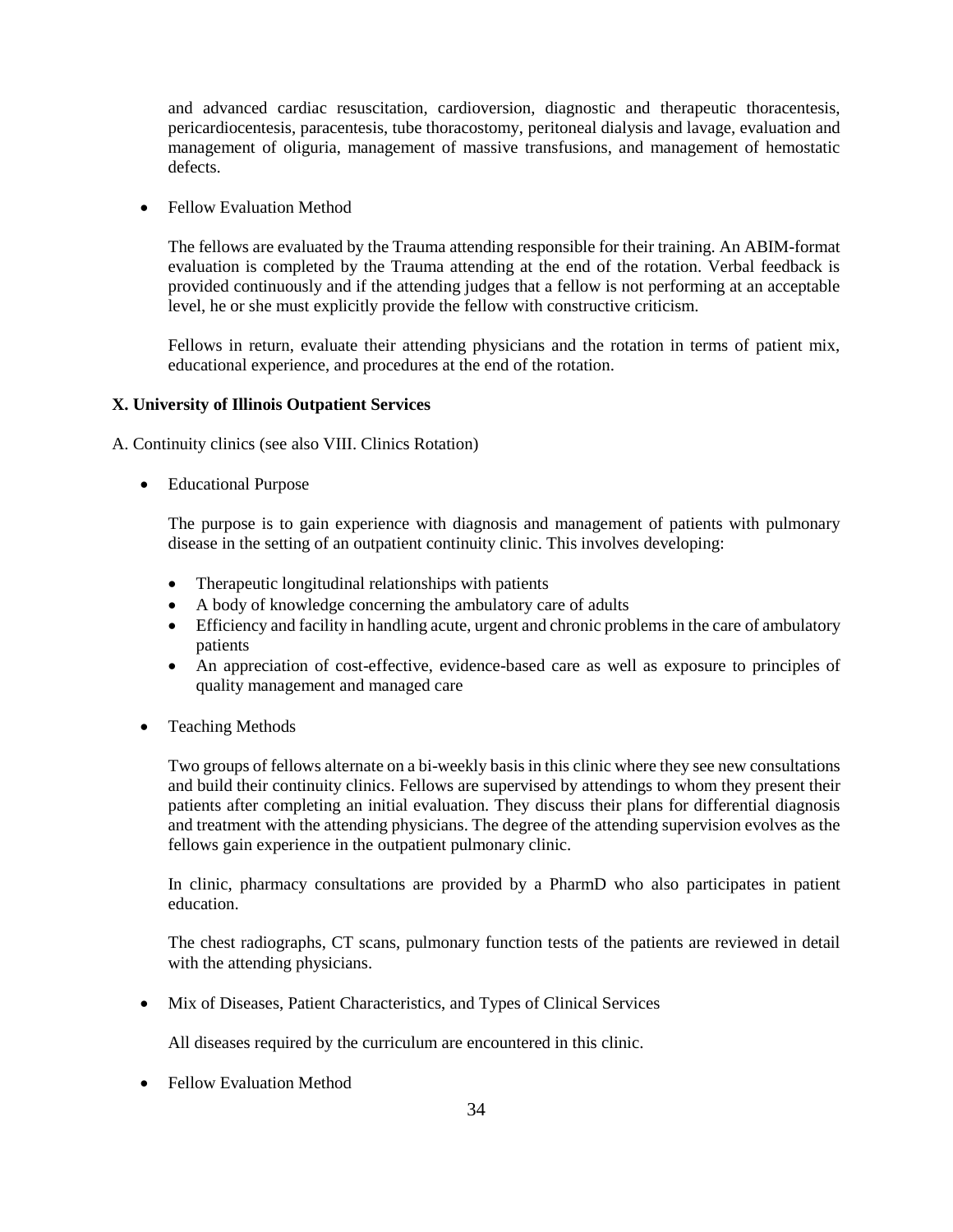and advanced cardiac resuscitation, cardioversion, diagnostic and therapeutic thoracentesis, pericardiocentesis, paracentesis, tube thoracostomy, peritoneal dialysis and lavage, evaluation and management of oliguria, management of massive transfusions, and management of hemostatic defects.

- Fellow Evaluation Method

  The fellows are evaluated by the Trauma attending responsible for their training. An ABIM-format evaluation is completed by the Trauma attending at the end of the rotation. Verbal feedback is provided continuously and if the attending judges that a fellow is not performing at an acceptable level, he or she must explicitly provide the fellow with constructive criticism.

  Fellows in return, evaluate their attending physicians and the rotation in terms of patient mix, educational experience, and procedures at the end of the rotation.

## X. University of Illinois Outpatient Services

A. Continuity clinics (see also VIII. Clinics Rotation)

- Educational Purpose

  The purpose is to gain experience with diagnosis and management of patients with pulmonary disease in the setting of an outpatient continuity clinic. This involves developing:

  - Therapeutic longitudinal relationships with patients
  - A body of knowledge concerning the ambulatory care of adults
  - Efficiency and facility in handling acute, urgent and chronic problems in the care of ambulatory patients
  - An appreciation of cost-effective, evidence-based care as well as exposure to principles of quality management and managed care

- Teaching Methods

  Two groups of fellows alternate on a bi-weekly basis in this clinic where they see new consultations and build their continuity clinics. Fellows are supervised by attendings to whom they present their patients after completing an initial evaluation. They discuss their plans for differential diagnosis and treatment with the attending physicians. The degree of the attending supervision evolves as the fellows gain experience in the outpatient pulmonary clinic.

  In clinic, pharmacy consultations are provided by a PharmD who also participates in patient education.

  The chest radiographs, CT scans, pulmonary function tests of the patients are reviewed in detail with the attending physicians.

- Mix of Diseases, Patient Characteristics, and Types of Clinical Services

  All diseases required by the curriculum are encountered in this clinic.

- Fellow Evaluation Method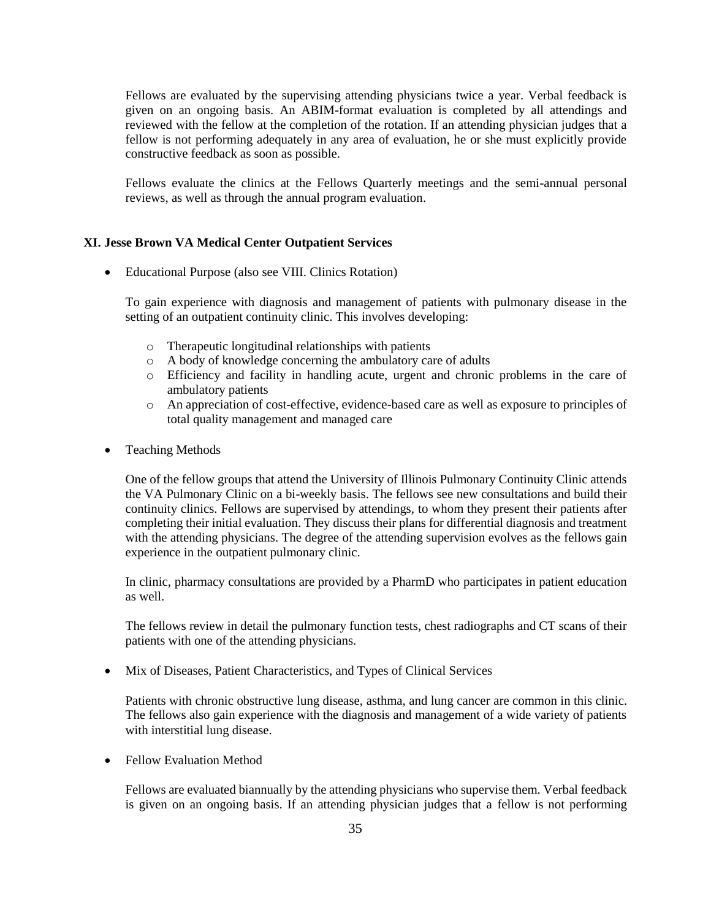Fellows are evaluated by the supervising attending physicians twice a year. Verbal feedback is given on an ongoing basis. An ABIM-format evaluation is completed by all attendings and reviewed with the fellow at the completion of the rotation. If an attending physician judges that a fellow is not performing adequately in any area of evaluation, he or she must explicitly provide constructive feedback as soon as possible.

Fellows evaluate the clinics at the Fellows Quarterly meetings and the semi-annual personal reviews, as well as through the annual program evaluation.

### XI. Jesse Brown VA Medical Center Outpatient Services

- Educational Purpose (also see VIII. Clinics Rotation)

  To gain experience with diagnosis and management of patients with pulmonary disease in the setting of an outpatient continuity clinic. This involves developing:

  - Therapeutic longitudinal relationships with patients
  - A body of knowledge concerning the ambulatory care of adults
  - Efficiency and facility in handling acute, urgent and chronic problems in the care of ambulatory patients
  - An appreciation of cost-effective, evidence-based care as well as exposure to principles of total quality management and managed care

- Teaching Methods

  One of the fellow groups that attend the University of Illinois Pulmonary Continuity Clinic attends the VA Pulmonary Clinic on a bi-weekly basis. The fellows see new consultations and build their continuity clinics. Fellows are supervised by attendings, to whom they present their patients after completing their initial evaluation. They discuss their plans for differential diagnosis and treatment with the attending physicians. The degree of the attending supervision evolves as the fellows gain experience in the outpatient pulmonary clinic.

  In clinic, pharmacy consultations are provided by a PharmD who participates in patient education as well.

  The fellows review in detail the pulmonary function tests, chest radiographs and CT scans of their patients with one of the attending physicians.

- Mix of Diseases, Patient Characteristics, and Types of Clinical Services

  Patients with chronic obstructive lung disease, asthma, and lung cancer are common in this clinic. The fellows also gain experience with the diagnosis and management of a wide variety of patients with interstitial lung disease.

- Fellow Evaluation Method

  Fellows are evaluated biannually by the attending physicians who supervise them. Verbal feedback is given on an ongoing basis. If an attending physician judges that a fellow is not performing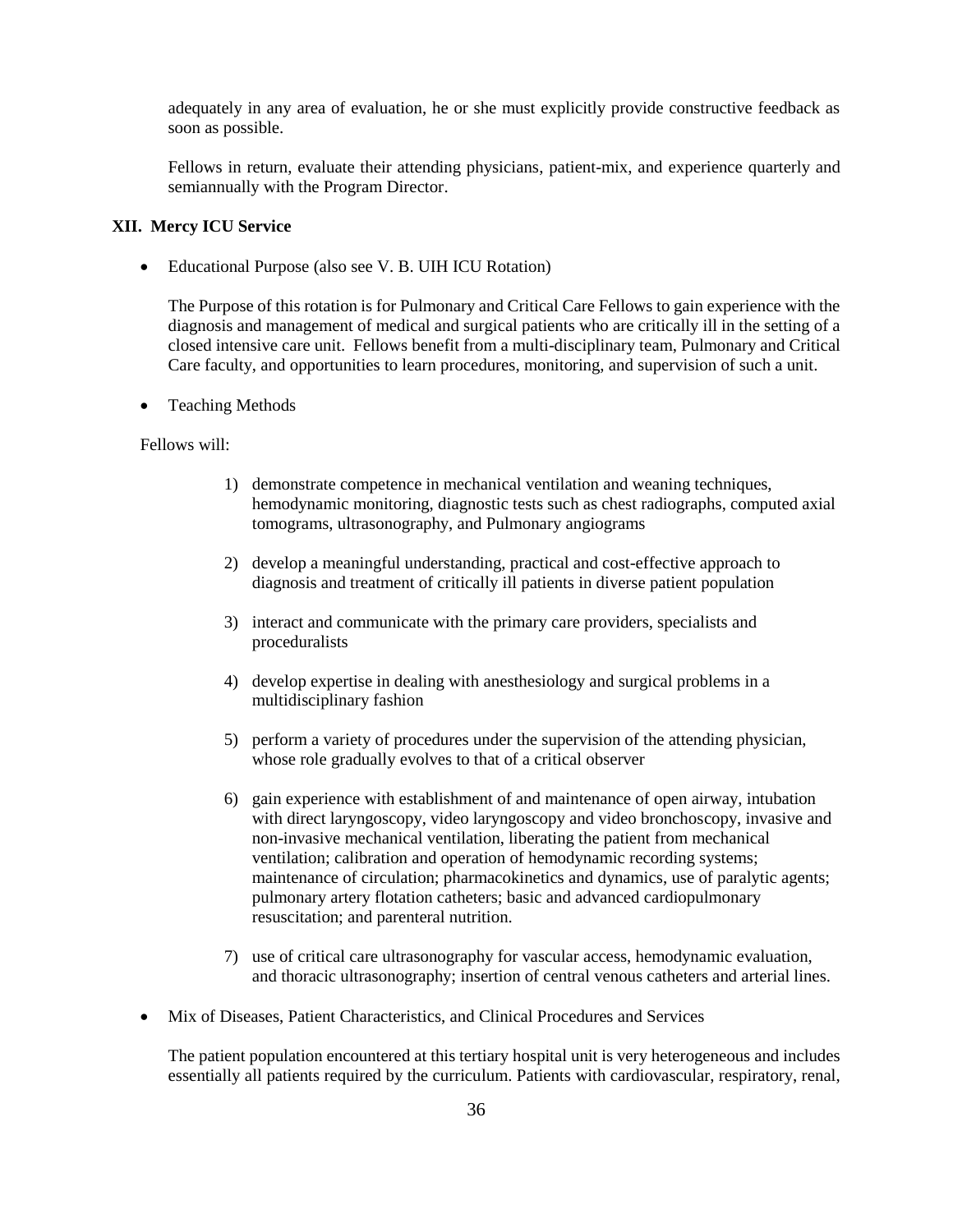adequately in any area of evaluation, he or she must explicitly provide constructive feedback as soon as possible.

Fellows in return, evaluate their attending physicians, patient-mix, and experience quarterly and semiannually with the Program Director.

## XII. Mercy ICU Service

- Educational Purpose (also see V. B. UIH ICU Rotation)

  The Purpose of this rotation is for Pulmonary and Critical Care Fellows to gain experience with the diagnosis and management of medical and surgical patients who are critically ill in the setting of a closed intensive care unit. Fellows benefit from a multi-disciplinary team, Pulmonary and Critical Care faculty, and opportunities to learn procedures, monitoring, and supervision of such a unit.

- Teaching Methods

Fellows will:

1) demonstrate competence in mechanical ventilation and weaning techniques, hemodynamic monitoring, diagnostic tests such as chest radiographs, computed axial tomograms, ultrasonography, and Pulmonary angiograms
2) develop a meaningful understanding, practical and cost-effective approach to diagnosis and treatment of critically ill patients in diverse patient population
3) interact and communicate with the primary care providers, specialists and proceduralists
4) develop expertise in dealing with anesthesiology and surgical problems in a multidisciplinary fashion
5) perform a variety of procedures under the supervision of the attending physician, whose role gradually evolves to that of a critical observer
6) gain experience with establishment of and maintenance of open airway, intubation with direct laryngoscopy, video laryngoscopy and video bronchoscopy, invasive and non-invasive mechanical ventilation, liberating the patient from mechanical ventilation; calibration and operation of hemodynamic recording systems; maintenance of circulation; pharmacokinetics and dynamics, use of paralytic agents; pulmonary artery flotation catheters; basic and advanced cardiopulmonary resuscitation; and parenteral nutrition.
7) use of critical care ultrasonography for vascular access, hemodynamic evaluation, and thoracic ultrasonography; insertion of central venous catheters and arterial lines.

- Mix of Diseases, Patient Characteristics, and Clinical Procedures and Services

  The patient population encountered at this tertiary hospital unit is very heterogeneous and includes essentially all patients required by the curriculum. Patients with cardiovascular, respiratory, renal,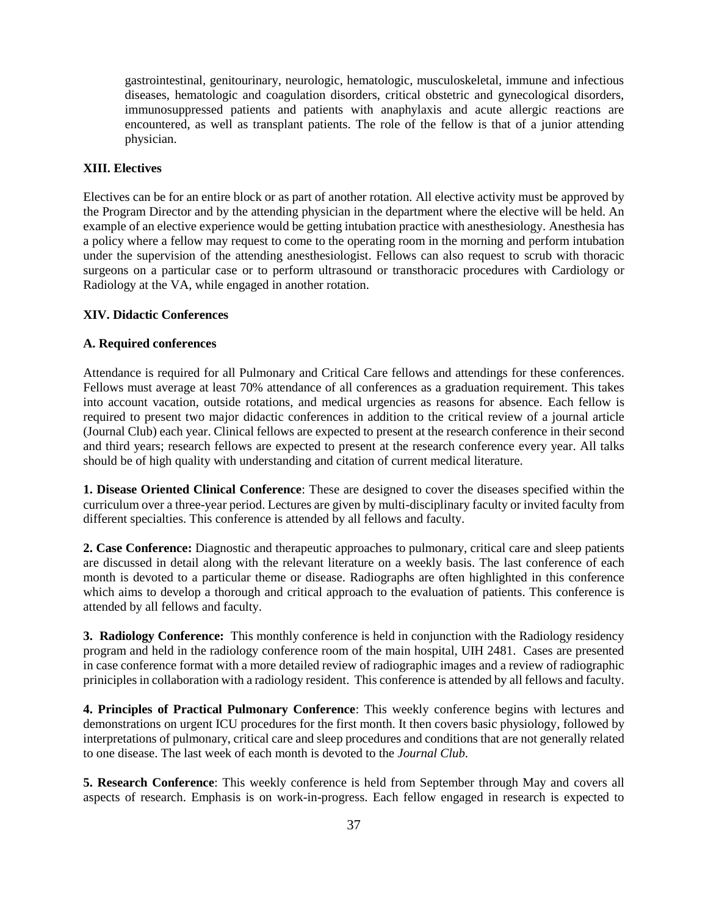gastrointestinal, genitourinary, neurologic, hematologic, musculoskeletal, immune and infectious diseases, hematologic and coagulation disorders, critical obstetric and gynecological disorders, immunosuppressed patients and patients with anaphylaxis and acute allergic reactions are encountered, as well as transplant patients. The role of the fellow is that of a junior attending physician.

## XIII. Electives

Electives can be for an entire block or as part of another rotation. All elective activity must be approved by the Program Director and by the attending physician in the department where the elective will be held. An example of an elective experience would be getting intubation practice with anesthesiology. Anesthesia has a policy where a fellow may request to come to the operating room in the morning and perform intubation under the supervision of the attending anesthesiologist. Fellows can also request to scrub with thoracic surgeons on a particular case or to perform ultrasound or transthoracic procedures with Cardiology or Radiology at the VA, while engaged in another rotation.

## XIV. Didactic Conferences

### A. Required conferences

Attendance is required for all Pulmonary and Critical Care fellows and attendings for these conferences. Fellows must average at least 70% attendance of all conferences as a graduation requirement. This takes into account vacation, outside rotations, and medical urgencies as reasons for absence. Each fellow is required to present two major didactic conferences in addition to the critical review of a journal article (Journal Club) each year. Clinical fellows are expected to present at the research conference in their second and third years; research fellows are expected to present at the research conference every year. All talks should be of high quality with understanding and citation of current medical literature.

**1. Disease Oriented Clinical Conference**: These are designed to cover the diseases specified within the curriculum over a three-year period. Lectures are given by multi-disciplinary faculty or invited faculty from different specialties. This conference is attended by all fellows and faculty.

**2. Case Conference:** Diagnostic and therapeutic approaches to pulmonary, critical care and sleep patients are discussed in detail along with the relevant literature on a weekly basis. The last conference of each month is devoted to a particular theme or disease. Radiographs are often highlighted in this conference which aims to develop a thorough and critical approach to the evaluation of patients. This conference is attended by all fellows and faculty.

**3. Radiology Conference:** This monthly conference is held in conjunction with the Radiology residency program and held in the radiology conference room of the main hospital, UIH 2481. Cases are presented in case conference format with a more detailed review of radiographic images and a review of radiographic priniciples in collaboration with a radiology resident. This conference is attended by all fellows and faculty.

**4. Principles of Practical Pulmonary Conference**: This weekly conference begins with lectures and demonstrations on urgent ICU procedures for the first month. It then covers basic physiology, followed by interpretations of pulmonary, critical care and sleep procedures and conditions that are not generally related to one disease. The last week of each month is devoted to the *Journal Club*.

**5. Research Conference**: This weekly conference is held from September through May and covers all aspects of research. Emphasis is on work-in-progress. Each fellow engaged in research is expected to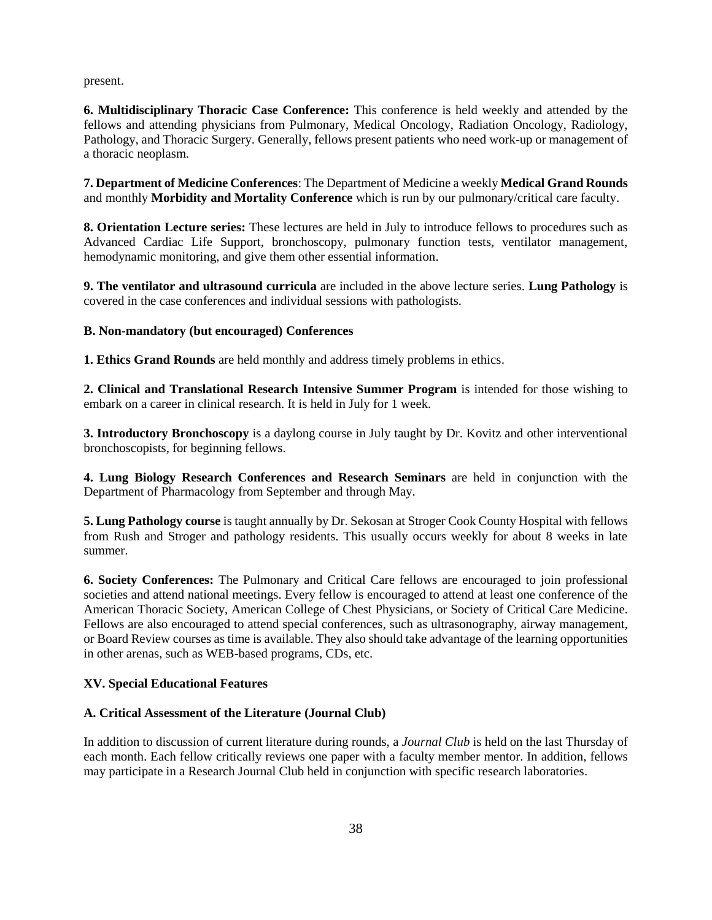present.

**6. Multidisciplinary Thoracic Case Conference:** This conference is held weekly and attended by the fellows and attending physicians from Pulmonary, Medical Oncology, Radiation Oncology, Radiology, Pathology, and Thoracic Surgery. Generally, fellows present patients who need work-up or management of a thoracic neoplasm.

**7. Department of Medicine Conferences**: The Department of Medicine a weekly **Medical Grand Rounds** and monthly **Morbidity and Mortality Conference** which is run by our pulmonary/critical care faculty.

**8. Orientation Lecture series:** These lectures are held in July to introduce fellows to procedures such as Advanced Cardiac Life Support, bronchoscopy, pulmonary function tests, ventilator management, hemodynamic monitoring, and give them other essential information.

**9. The ventilator and ultrasound curricula** are included in the above lecture series. **Lung Pathology** is covered in the case conferences and individual sessions with pathologists.

**B. Non-mandatory (but encouraged) Conferences**

**1. Ethics Grand Rounds** are held monthly and address timely problems in ethics.

**2. Clinical and Translational Research Intensive Summer Program** is intended for those wishing to embark on a career in clinical research. It is held in July for 1 week.

**3. Introductory Bronchoscopy** is a daylong course in July taught by Dr. Kovitz and other interventional bronchoscopists, for beginning fellows.

**4. Lung Biology Research Conferences and Research Seminars** are held in conjunction with the Department of Pharmacology from September and through May.

**5. Lung Pathology course** is taught annually by Dr. Sekosan at Stroger Cook County Hospital with fellows from Rush and Stroger and pathology residents. This usually occurs weekly for about 8 weeks in late summer.

**6. Society Conferences:** The Pulmonary and Critical Care fellows are encouraged to join professional societies and attend national meetings. Every fellow is encouraged to attend at least one conference of the American Thoracic Society, American College of Chest Physicians, or Society of Critical Care Medicine. Fellows are also encouraged to attend special conferences, such as ultrasonography, airway management, or Board Review courses as time is available. They also should take advantage of the learning opportunities in other arenas, such as WEB-based programs, CDs, etc.

**XV. Special Educational Features**

**A. Critical Assessment of the Literature (Journal Club)**

In addition to discussion of current literature during rounds, a *Journal Club* is held on the last Thursday of each month. Each fellow critically reviews one paper with a faculty member mentor. In addition, fellows may participate in a Research Journal Club held in conjunction with specific research laboratories.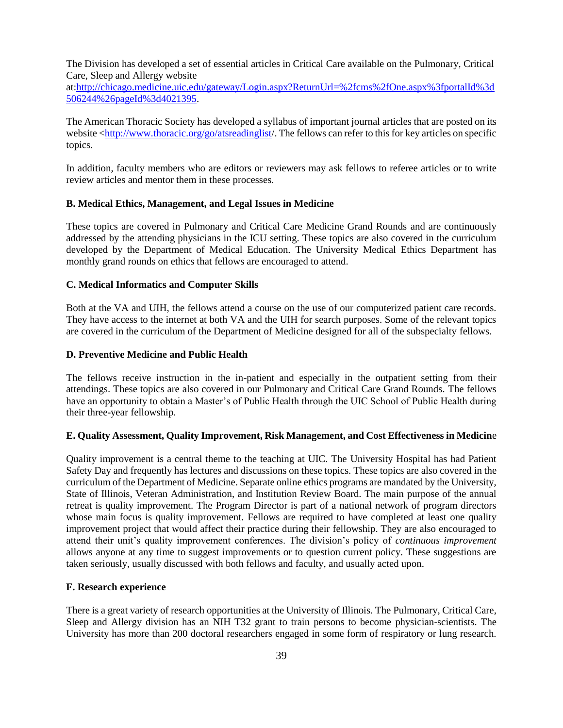The Division has developed a set of essential articles in Critical Care available on the Pulmonary, Critical Care, Sleep and Allergy website at:[http://chicago.medicine.uic.edu/gateway/Login.aspx?ReturnUrl=%2fcms%2fOne.aspx%3fportalId%3d506244%26pageId%3d4021395](http://chicago.medicine.uic.edu/gateway/Login.aspx?ReturnUrl=%2fcms%2fOne.aspx%3fportalId%3d506244%26pageId%3d4021395).

The American Thoracic Society has developed a syllabus of important journal articles that are posted on its website <[http://www.thoracic.org/go/atsreadinglist](http://www.thoracic.org/go/atsreadinglist)/. The fellows can refer to this for key articles on specific topics.

In addition, faculty members who are editors or reviewers may ask fellows to referee articles or to write review articles and mentor them in these processes.

**B. Medical Ethics, Management, and Legal Issues in Medicine**

These topics are covered in Pulmonary and Critical Care Medicine Grand Rounds and are continuously addressed by the attending physicians in the ICU setting. These topics are also covered in the curriculum developed by the Department of Medical Education. The University Medical Ethics Department has monthly grand rounds on ethics that fellows are encouraged to attend.

**C. Medical Informatics and Computer Skills**

Both at the VA and UIH, the fellows attend a course on the use of our computerized patient care records. They have access to the internet at both VA and the UIH for search purposes. Some of the relevant topics are covered in the curriculum of the Department of Medicine designed for all of the subspecialty fellows.

**D. Preventive Medicine and Public Health**

The fellows receive instruction in the in-patient and especially in the outpatient setting from their attendings. These topics are also covered in our Pulmonary and Critical Care Grand Rounds. The fellows have an opportunity to obtain a Master's of Public Health through the UIC School of Public Health during their three-year fellowship.

**E. Quality Assessment, Quality Improvement, Risk Management, and Cost Effectiveness in Medicine**

Quality improvement is a central theme to the teaching at UIC. The University Hospital has had Patient Safety Day and frequently has lectures and discussions on these topics. These topics are also covered in the curriculum of the Department of Medicine. Separate online ethics programs are mandated by the University, State of Illinois, Veteran Administration, and Institution Review Board. The main purpose of the annual retreat is quality improvement. The Program Director is part of a national network of program directors whose main focus is quality improvement. Fellows are required to have completed at least one quality improvement project that would affect their practice during their fellowship. They are also encouraged to attend their unit's quality improvement conferences. The division's policy of *continuous improvement* allows anyone at any time to suggest improvements or to question current policy. These suggestions are taken seriously, usually discussed with both fellows and faculty, and usually acted upon.

**F. Research experience**

There is a great variety of research opportunities at the University of Illinois. The Pulmonary, Critical Care, Sleep and Allergy division has an NIH T32 grant to train persons to become physician-scientists. The University has more than 200 doctoral researchers engaged in some form of respiratory or lung research.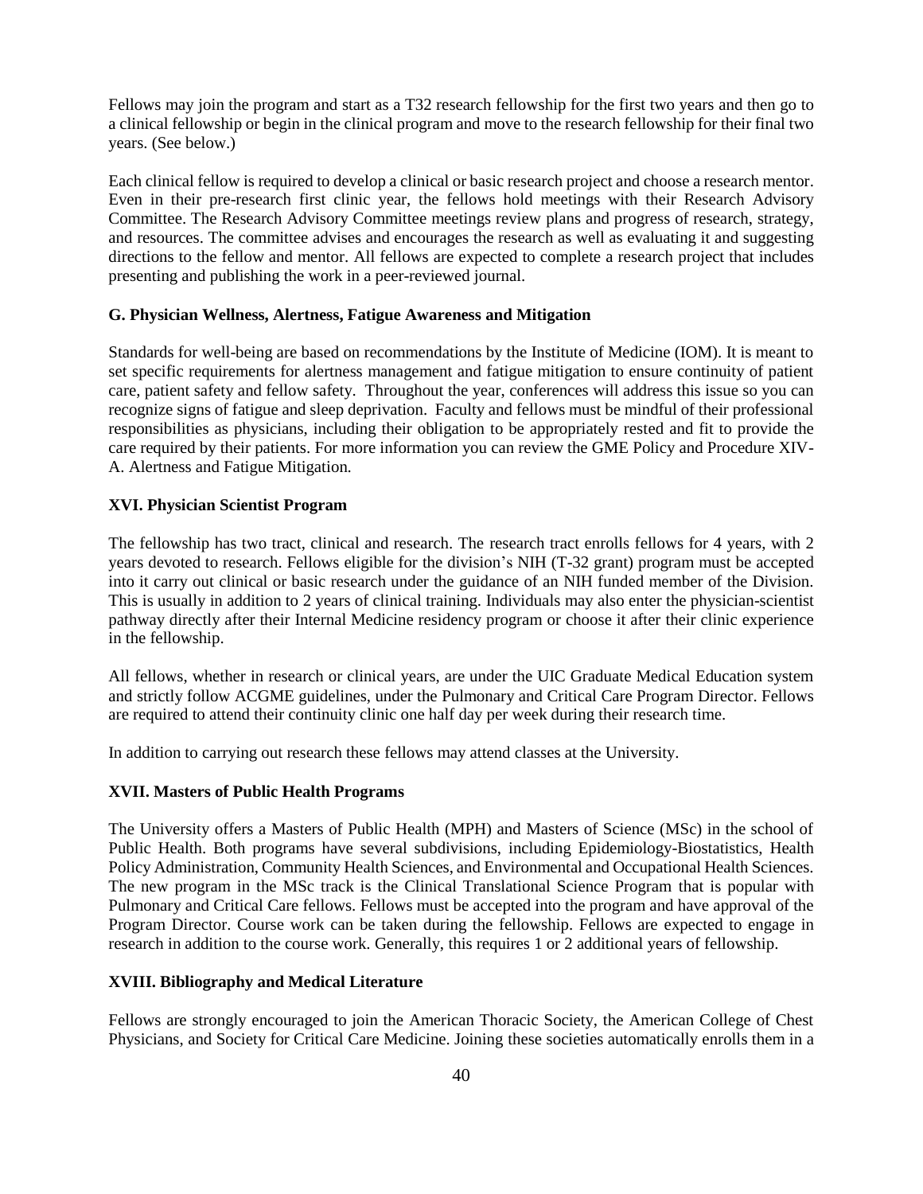Fellows may join the program and start as a T32 research fellowship for the first two years and then go to a clinical fellowship or begin in the clinical program and move to the research fellowship for their final two years. (See below.)

Each clinical fellow is required to develop a clinical or basic research project and choose a research mentor. Even in their pre-research first clinic year, the fellows hold meetings with their Research Advisory Committee. The Research Advisory Committee meetings review plans and progress of research, strategy, and resources. The committee advises and encourages the research as well as evaluating it and suggesting directions to the fellow and mentor. All fellows are expected to complete a research project that includes presenting and publishing the work in a peer-reviewed journal.

**G. Physician Wellness, Alertness, Fatigue Awareness and Mitigation**

Standards for well-being are based on recommendations by the Institute of Medicine (IOM). It is meant to set specific requirements for alertness management and fatigue mitigation to ensure continuity of patient care, patient safety and fellow safety. Throughout the year, conferences will address this issue so you can recognize signs of fatigue and sleep deprivation. Faculty and fellows must be mindful of their professional responsibilities as physicians, including their obligation to be appropriately rested and fit to provide the care required by their patients. For more information you can review the GME Policy and Procedure XIV-A. Alertness and Fatigue Mitigation.

## XVI. Physician Scientist Program

The fellowship has two tract, clinical and research. The research tract enrolls fellows for 4 years, with 2 years devoted to research. Fellows eligible for the division's NIH (T-32 grant) program must be accepted into it carry out clinical or basic research under the guidance of an NIH funded member of the Division. This is usually in addition to 2 years of clinical training. Individuals may also enter the physician-scientist pathway directly after their Internal Medicine residency program or choose it after their clinic experience in the fellowship.

All fellows, whether in research or clinical years, are under the UIC Graduate Medical Education system and strictly follow ACGME guidelines, under the Pulmonary and Critical Care Program Director. Fellows are required to attend their continuity clinic one half day per week during their research time.

In addition to carrying out research these fellows may attend classes at the University.

## XVII. Masters of Public Health Programs

The University offers a Masters of Public Health (MPH) and Masters of Science (MSc) in the school of Public Health. Both programs have several subdivisions, including Epidemiology-Biostatistics, Health Policy Administration, Community Health Sciences, and Environmental and Occupational Health Sciences. The new program in the MSc track is the Clinical Translational Science Program that is popular with Pulmonary and Critical Care fellows. Fellows must be accepted into the program and have approval of the Program Director. Course work can be taken during the fellowship. Fellows are expected to engage in research in addition to the course work. Generally, this requires 1 or 2 additional years of fellowship.

## XVIII. Bibliography and Medical Literature

Fellows are strongly encouraged to join the American Thoracic Society, the American College of Chest Physicians, and Society for Critical Care Medicine. Joining these societies automatically enrolls them in a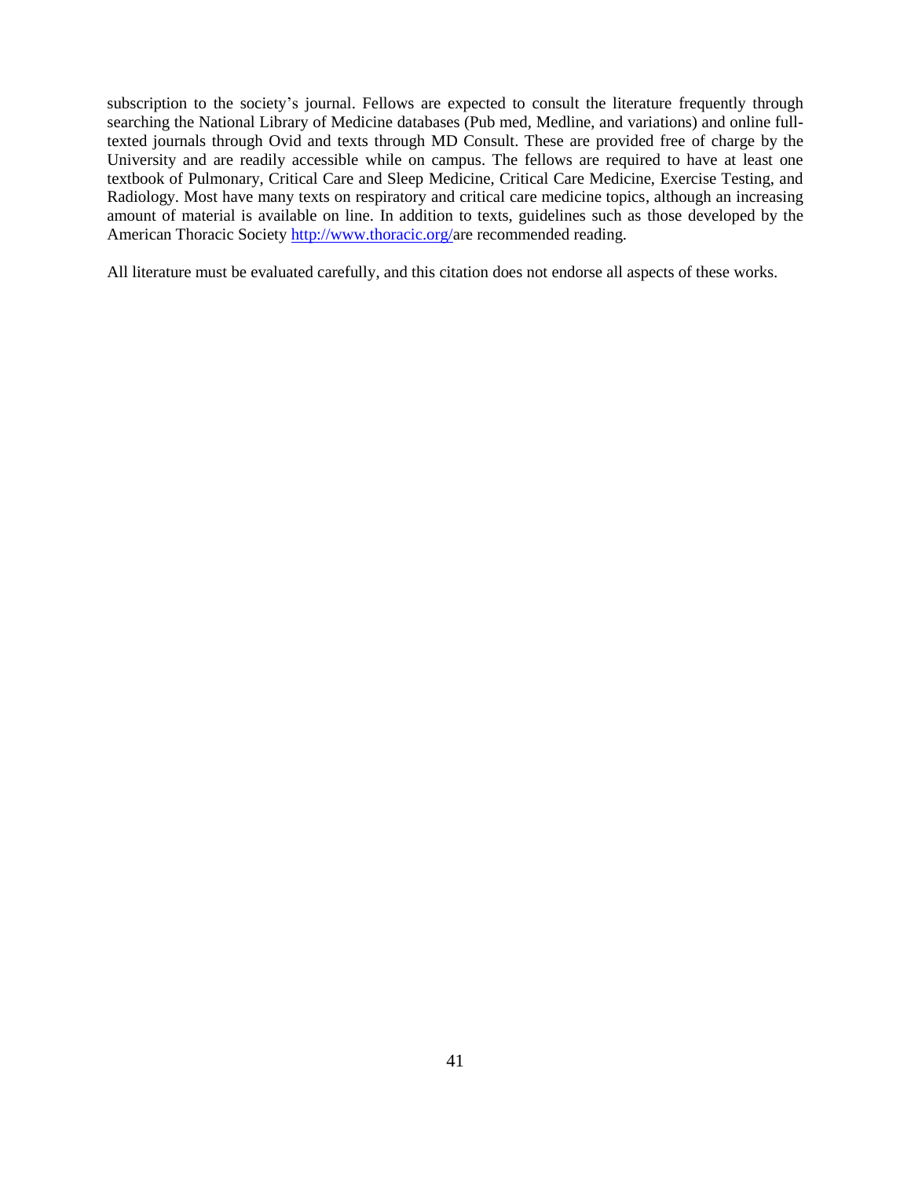subscription to the society's journal. Fellows are expected to consult the literature frequently through searching the National Library of Medicine databases (Pub med, Medline, and variations) and online full-texted journals through Ovid and texts through MD Consult. These are provided free of charge by the University and are readily accessible while on campus. The fellows are required to have at least one textbook of Pulmonary, Critical Care and Sleep Medicine, Critical Care Medicine, Exercise Testing, and Radiology. Most have many texts on respiratory and critical care medicine topics, although an increasing amount of material is available on line. In addition to texts, guidelines such as those developed by the American Thoracic Society http://www.thoracic.org/are recommended reading.

All literature must be evaluated carefully, and this citation does not endorse all aspects of these works.